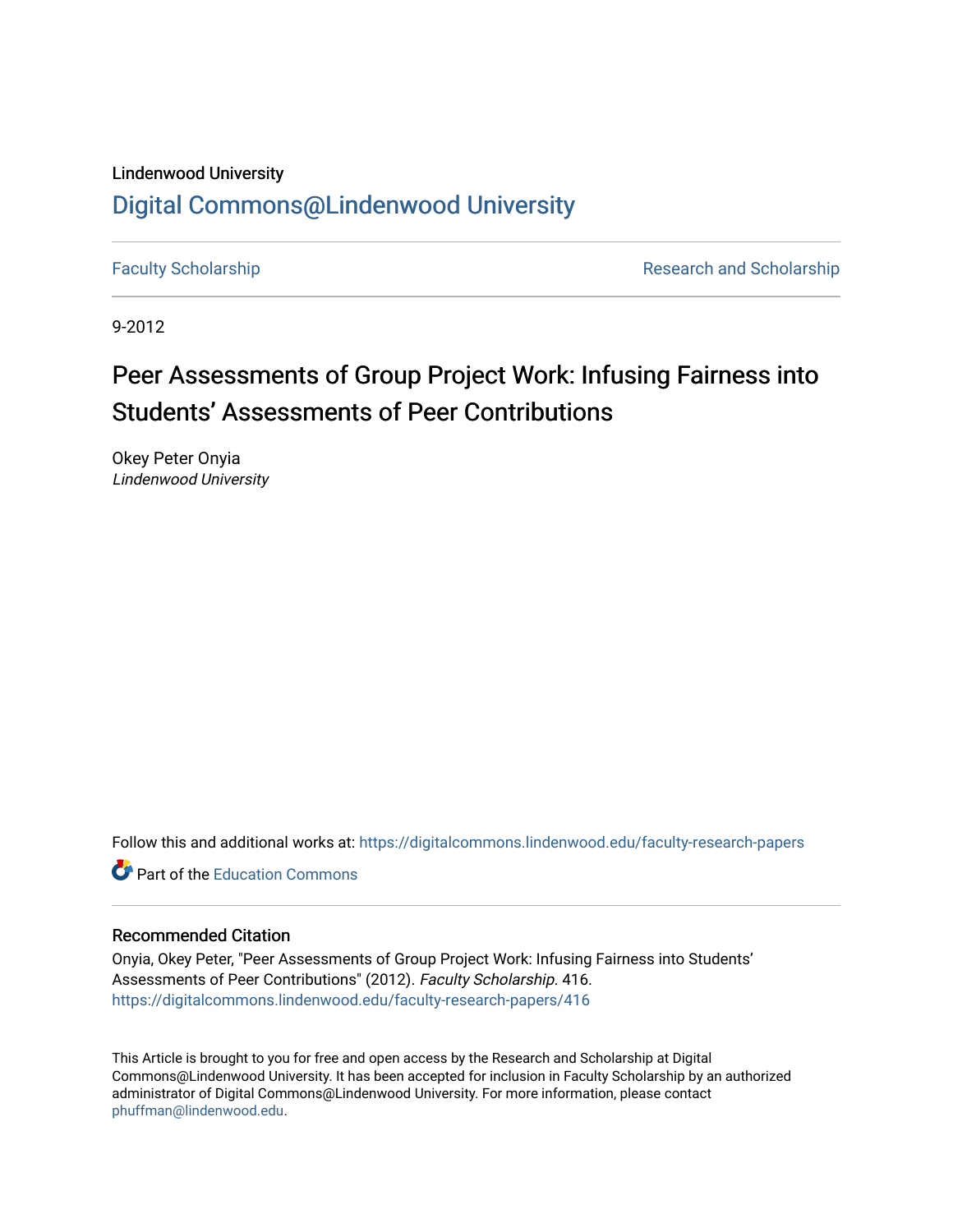Lindenwood University

# Digital Commons@Lindenwood University

Faculty Scholarship

Research and Scholarship

9-2012

## Peer Assessments of Group Project Work: Infusing Fairness into Students' Assessments of Peer Contributions

Okey Peter Onyia
*Lindenwood University*

Follow this and additional works at: https://digitalcommons.lindenwood.edu/faculty-research-papers

Part of the Education Commons

### Recommended Citation

Onyia, Okey Peter, "Peer Assessments of Group Project Work: Infusing Fairness into Students' Assessments of Peer Contributions" (2012). *Faculty Scholarship*. 416.
https://digitalcommons.lindenwood.edu/faculty-research-papers/416

This Article is brought to you for free and open access by the Research and Scholarship at Digital Commons@Lindenwood University. It has been accepted for inclusion in Faculty Scholarship by an authorized administrator of Digital Commons@Lindenwood University. For more information, please contact phuffman@lindenwood.edu.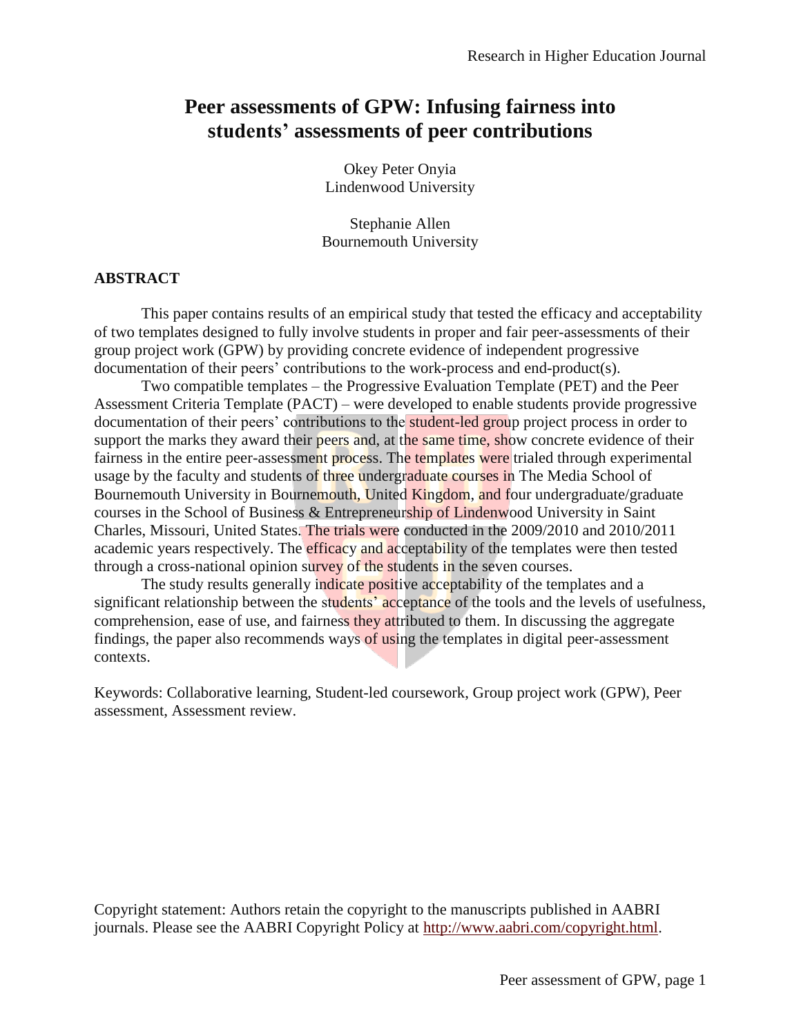# Peer assessments of GPW: Infusing fairness into students' assessments of peer contributions

Okey Peter Onyia
Lindenwood University

Stephanie Allen
Bournemouth University

## ABSTRACT

This paper contains results of an empirical study that tested the efficacy and acceptability of two templates designed to fully involve students in proper and fair peer-assessments of their group project work (GPW) by providing concrete evidence of independent progressive documentation of their peers' contributions to the work-process and end-product(s).

Two compatible templates – the Progressive Evaluation Template (PET) and the Peer Assessment Criteria Template (PACT) – were developed to enable students provide progressive documentation of their peers' contributions to the student-led group project process in order to support the marks they award their peers and, at the same time, show concrete evidence of their fairness in the entire peer-assessment process. The templates were trialed through experimental usage by the faculty and students of three undergraduate courses in The Media School of Bournemouth University in Bournemouth, United Kingdom, and four undergraduate/graduate courses in the School of Business & Entrepreneurship of Lindenwood University in Saint Charles, Missouri, United States. The trials were conducted in the 2009/2010 and 2010/2011 academic years respectively. The efficacy and acceptability of the templates were then tested through a cross-national opinion survey of the students in the seven courses.

The study results generally indicate positive acceptability of the templates and a significant relationship between the students' acceptance of the tools and the levels of usefulness, comprehension, ease of use, and fairness they attributed to them. In discussing the aggregate findings, the paper also recommends ways of using the templates in digital peer-assessment contexts.

Keywords: Collaborative learning, Student-led coursework, Group project work (GPW), Peer assessment, Assessment review.

Copyright statement: Authors retain the copyright to the manuscripts published in AABRI journals. Please see the AABRI Copyright Policy at http://www.aabri.com/copyright.html.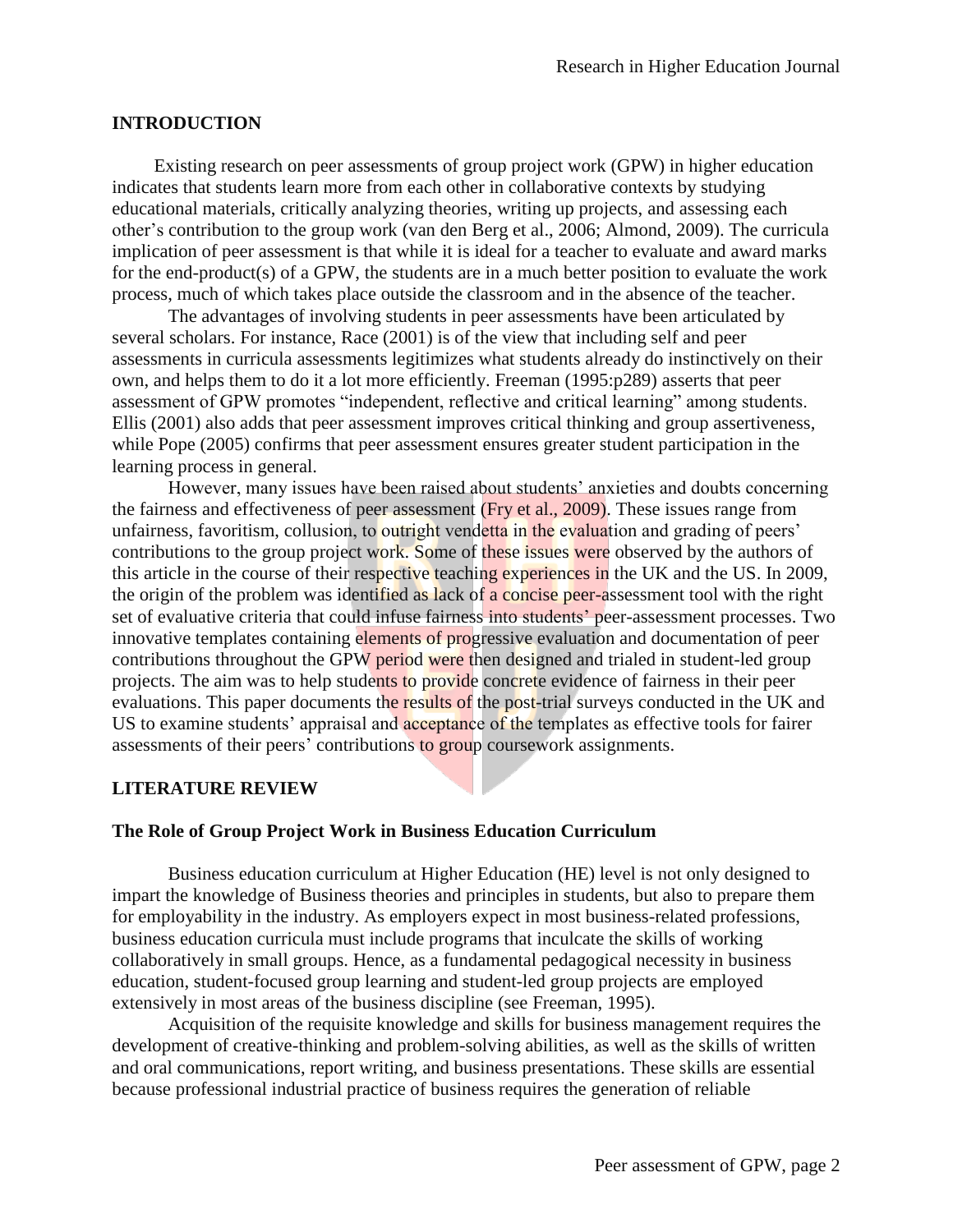## INTRODUCTION

Existing research on peer assessments of group project work (GPW) in higher education indicates that students learn more from each other in collaborative contexts by studying educational materials, critically analyzing theories, writing up projects, and assessing each other's contribution to the group work (van den Berg et al., 2006; Almond, 2009). The curricula implication of peer assessment is that while it is ideal for a teacher to evaluate and award marks for the end-product(s) of a GPW, the students are in a much better position to evaluate the work process, much of which takes place outside the classroom and in the absence of the teacher.

The advantages of involving students in peer assessments have been articulated by several scholars. For instance, Race (2001) is of the view that including self and peer assessments in curricula assessments legitimizes what students already do instinctively on their own, and helps them to do it a lot more efficiently. Freeman (1995:p289) asserts that peer assessment of GPW promotes "independent, reflective and critical learning" among students. Ellis (2001) also adds that peer assessment improves critical thinking and group assertiveness, while Pope (2005) confirms that peer assessment ensures greater student participation in the learning process in general.

However, many issues have been raised about students' anxieties and doubts concerning the fairness and effectiveness of peer assessment (Fry et al., 2009). These issues range from unfairness, favoritism, collusion, to outright vendetta in the evaluation and grading of peers' contributions to the group project work. Some of these issues were observed by the authors of this article in the course of their respective teaching experiences in the UK and the US. In 2009, the origin of the problem was identified as lack of a concise peer-assessment tool with the right set of evaluative criteria that could infuse fairness into students' peer-assessment processes. Two innovative templates containing elements of progressive evaluation and documentation of peer contributions throughout the GPW period were then designed and trialed in student-led group projects. The aim was to help students to provide concrete evidence of fairness in their peer evaluations. This paper documents the results of the post-trial surveys conducted in the UK and US to examine students' appraisal and acceptance of the templates as effective tools for fairer assessments of their peers' contributions to group coursework assignments.

## LITERATURE REVIEW

### The Role of Group Project Work in Business Education Curriculum

Business education curriculum at Higher Education (HE) level is not only designed to impart the knowledge of Business theories and principles in students, but also to prepare them for employability in the industry. As employers expect in most business-related professions, business education curricula must include programs that inculcate the skills of working collaboratively in small groups. Hence, as a fundamental pedagogical necessity in business education, student-focused group learning and student-led group projects are employed extensively in most areas of the business discipline (see Freeman, 1995).

Acquisition of the requisite knowledge and skills for business management requires the development of creative-thinking and problem-solving abilities, as well as the skills of written and oral communications, report writing, and business presentations. These skills are essential because professional industrial practice of business requires the generation of reliable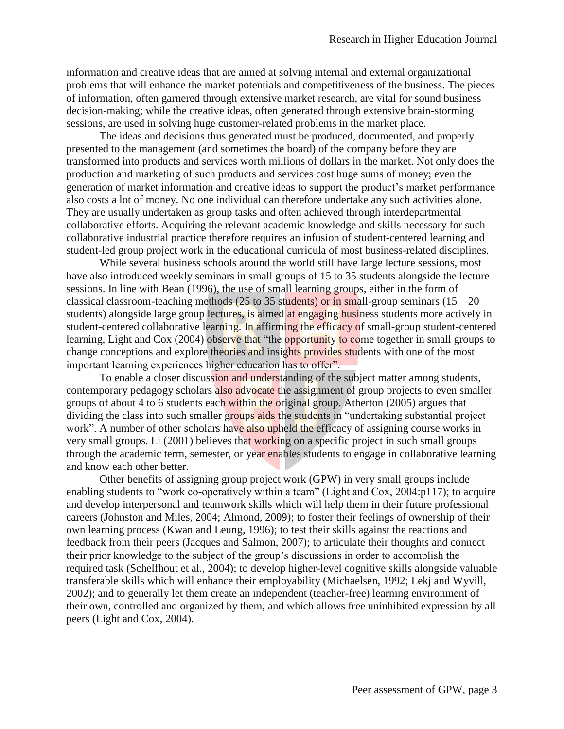information and creative ideas that are aimed at solving internal and external organizational problems that will enhance the market potentials and competitiveness of the business. The pieces of information, often garnered through extensive market research, are vital for sound business decision-making; while the creative ideas, often generated through extensive brain-storming sessions, are used in solving huge customer-related problems in the market place.

The ideas and decisions thus generated must be produced, documented, and properly presented to the management (and sometimes the board) of the company before they are transformed into products and services worth millions of dollars in the market. Not only does the production and marketing of such products and services cost huge sums of money; even the generation of market information and creative ideas to support the product's market performance also costs a lot of money. No one individual can therefore undertake any such activities alone. They are usually undertaken as group tasks and often achieved through interdepartmental collaborative efforts. Acquiring the relevant academic knowledge and skills necessary for such collaborative industrial practice therefore requires an infusion of student-centered learning and student-led group project work in the educational curricula of most business-related disciplines.

While several business schools around the world still have large lecture sessions, most have also introduced weekly seminars in small groups of 15 to 35 students alongside the lecture sessions. In line with Bean (1996), the use of small learning groups, either in the form of classical classroom-teaching methods (25 to 35 students) or in small-group seminars (15 – 20 students) alongside large group lectures, is aimed at engaging business students more actively in student-centered collaborative learning. In affirming the efficacy of small-group student-centered learning, Light and Cox (2004) observe that "the opportunity to come together in small groups to change conceptions and explore theories and insights provides students with one of the most important learning experiences higher education has to offer".

To enable a closer discussion and understanding of the subject matter among students, contemporary pedagogy scholars also advocate the assignment of group projects to even smaller groups of about 4 to 6 students each within the original group. Atherton (2005) argues that dividing the class into such smaller groups aids the students in "undertaking substantial project work". A number of other scholars have also upheld the efficacy of assigning course works in very small groups. Li (2001) believes that working on a specific project in such small groups through the academic term, semester, or year enables students to engage in collaborative learning and know each other better.

Other benefits of assigning group project work (GPW) in very small groups include enabling students to "work co-operatively within a team" (Light and Cox, 2004:p117); to acquire and develop interpersonal and teamwork skills which will help them in their future professional careers (Johnston and Miles, 2004; Almond, 2009); to foster their feelings of ownership of their own learning process (Kwan and Leung, 1996); to test their skills against the reactions and feedback from their peers (Jacques and Salmon, 2007); to articulate their thoughts and connect their prior knowledge to the subject of the group's discussions in order to accomplish the required task (Schelfhout et al., 2004); to develop higher-level cognitive skills alongside valuable transferable skills which will enhance their employability (Michaelsen, 1992; Lekj and Wyvill, 2002); and to generally let them create an independent (teacher-free) learning environment of their own, controlled and organized by them, and which allows free uninhibited expression by all peers (Light and Cox, 2004).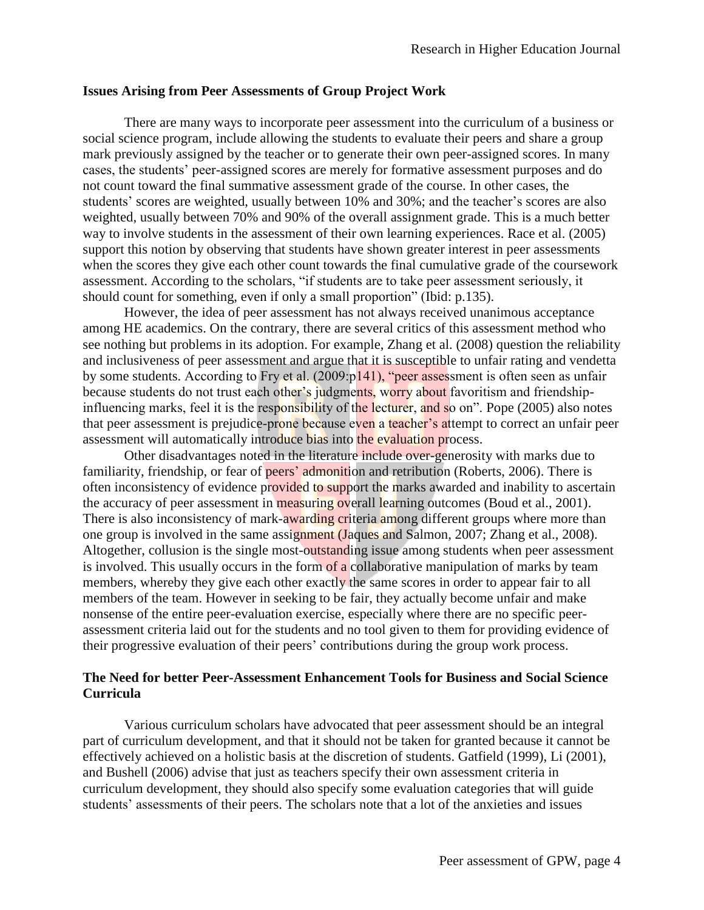## Issues Arising from Peer Assessments of Group Project Work

There are many ways to incorporate peer assessment into the curriculum of a business or social science program, include allowing the students to evaluate their peers and share a group mark previously assigned by the teacher or to generate their own peer-assigned scores. In many cases, the students' peer-assigned scores are merely for formative assessment purposes and do not count toward the final summative assessment grade of the course. In other cases, the students' scores are weighted, usually between 10% and 30%; and the teacher's scores are also weighted, usually between 70% and 90% of the overall assignment grade. This is a much better way to involve students in the assessment of their own learning experiences. Race et al. (2005) support this notion by observing that students have shown greater interest in peer assessments when the scores they give each other count towards the final cumulative grade of the coursework assessment. According to the scholars, "if students are to take peer assessment seriously, it should count for something, even if only a small proportion" (Ibid: p.135).

However, the idea of peer assessment has not always received unanimous acceptance among HE academics. On the contrary, there are several critics of this assessment method who see nothing but problems in its adoption. For example, Zhang et al. (2008) question the reliability and inclusiveness of peer assessment and argue that it is susceptible to unfair rating and vendetta by some students. According to Fry et al. (2009:p141), "peer assessment is often seen as unfair because students do not trust each other's judgments, worry about favoritism and friendship-influencing marks, feel it is the responsibility of the lecturer, and so on". Pope (2005) also notes that peer assessment is prejudice-prone because even a teacher's attempt to correct an unfair peer assessment will automatically introduce bias into the evaluation process.

Other disadvantages noted in the literature include over-generosity with marks due to familiarity, friendship, or fear of peers' admonition and retribution (Roberts, 2006). There is often inconsistency of evidence provided to support the marks awarded and inability to ascertain the accuracy of peer assessment in measuring overall learning outcomes (Boud et al., 2001). There is also inconsistency of mark-awarding criteria among different groups where more than one group is involved in the same assignment (Jaques and Salmon, 2007; Zhang et al., 2008). Altogether, collusion is the single most-outstanding issue among students when peer assessment is involved. This usually occurs in the form of a collaborative manipulation of marks by team members, whereby they give each other exactly the same scores in order to appear fair to all members of the team. However in seeking to be fair, they actually become unfair and make nonsense of the entire peer-evaluation exercise, especially where there are no specific peer-assessment criteria laid out for the students and no tool given to them for providing evidence of their progressive evaluation of their peers' contributions during the group work process.

## The Need for better Peer-Assessment Enhancement Tools for Business and Social Science Curricula

Various curriculum scholars have advocated that peer assessment should be an integral part of curriculum development, and that it should not be taken for granted because it cannot be effectively achieved on a holistic basis at the discretion of students. Gatfield (1999), Li (2001), and Bushell (2006) advise that just as teachers specify their own assessment criteria in curriculum development, they should also specify some evaluation categories that will guide students' assessments of their peers. The scholars note that a lot of the anxieties and issues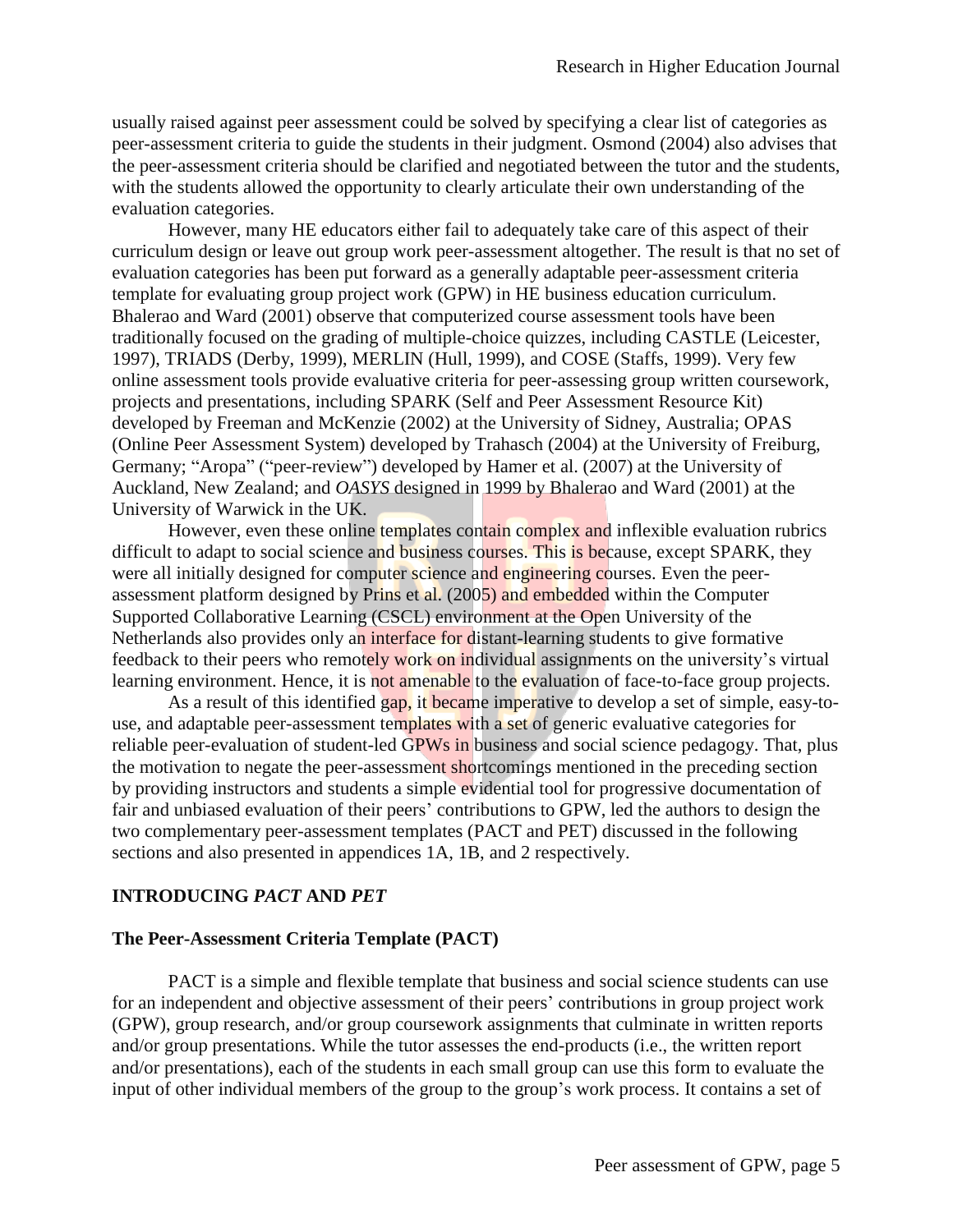usually raised against peer assessment could be solved by specifying a clear list of categories as peer-assessment criteria to guide the students in their judgment. Osmond (2004) also advises that the peer-assessment criteria should be clarified and negotiated between the tutor and the students, with the students allowed the opportunity to clearly articulate their own understanding of the evaluation categories.

However, many HE educators either fail to adequately take care of this aspect of their curriculum design or leave out group work peer-assessment altogether. The result is that no set of evaluation categories has been put forward as a generally adaptable peer-assessment criteria template for evaluating group project work (GPW) in HE business education curriculum. Bhalerao and Ward (2001) observe that computerized course assessment tools have been traditionally focused on the grading of multiple-choice quizzes, including CASTLE (Leicester, 1997), TRIADS (Derby, 1999), MERLIN (Hull, 1999), and COSE (Staffs, 1999). Very few online assessment tools provide evaluative criteria for peer-assessing group written coursework, projects and presentations, including SPARK (Self and Peer Assessment Resource Kit) developed by Freeman and McKenzie (2002) at the University of Sidney, Australia; OPAS (Online Peer Assessment System) developed by Trahasch (2004) at the University of Freiburg, Germany; "Aropa" ("peer-review") developed by Hamer et al. (2007) at the University of Auckland, New Zealand; and *OASYS* designed in 1999 by Bhalerao and Ward (2001) at the University of Warwick in the UK.

However, even these online templates contain complex and inflexible evaluation rubrics difficult to adapt to social science and business courses. This is because, except SPARK, they were all initially designed for computer science and engineering courses. Even the peer-assessment platform designed by Prins et al. (2005) and embedded within the Computer Supported Collaborative Learning (CSCL) environment at the Open University of the Netherlands also provides only an interface for distant-learning students to give formative feedback to their peers who remotely work on individual assignments on the university's virtual learning environment. Hence, it is not amenable to the evaluation of face-to-face group projects.

As a result of this identified gap, it became imperative to develop a set of simple, easy-to-use, and adaptable peer-assessment templates with a set of generic evaluative categories for reliable peer-evaluation of student-led GPWs in business and social science pedagogy. That, plus the motivation to negate the peer-assessment shortcomings mentioned in the preceding section by providing instructors and students a simple evidential tool for progressive documentation of fair and unbiased evaluation of their peers' contributions to GPW, led the authors to design the two complementary peer-assessment templates (PACT and PET) discussed in the following sections and also presented in appendices 1A, 1B, and 2 respectively.

## INTRODUCING *PACT* AND *PET*

### The Peer-Assessment Criteria Template (PACT)

PACT is a simple and flexible template that business and social science students can use for an independent and objective assessment of their peers' contributions in group project work (GPW), group research, and/or group coursework assignments that culminate in written reports and/or group presentations. While the tutor assesses the end-products (i.e., the written report and/or presentations), each of the students in each small group can use this form to evaluate the input of other individual members of the group to the group's work process. It contains a set of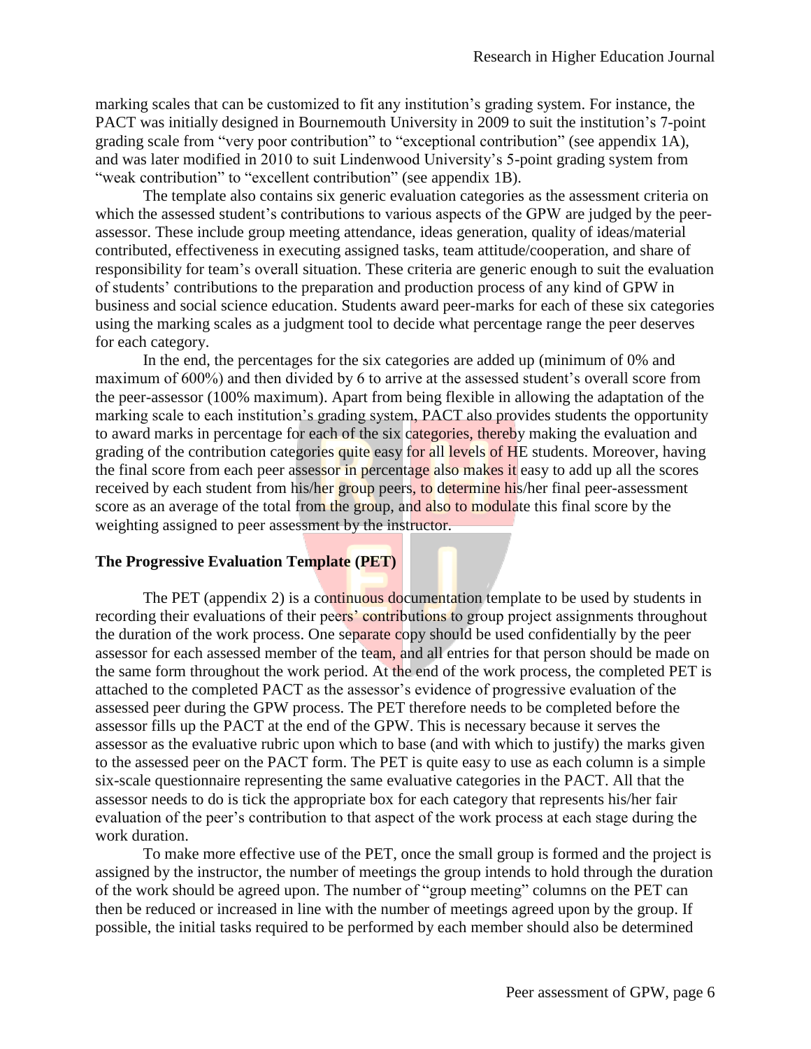marking scales that can be customized to fit any institution's grading system. For instance, the PACT was initially designed in Bournemouth University in 2009 to suit the institution's 7-point grading scale from "very poor contribution" to "exceptional contribution" (see appendix 1A), and was later modified in 2010 to suit Lindenwood University's 5-point grading system from "weak contribution" to "excellent contribution" (see appendix 1B).

The template also contains six generic evaluation categories as the assessment criteria on which the assessed student's contributions to various aspects of the GPW are judged by the peer-assessor. These include group meeting attendance, ideas generation, quality of ideas/material contributed, effectiveness in executing assigned tasks, team attitude/cooperation, and share of responsibility for team's overall situation. These criteria are generic enough to suit the evaluation of students' contributions to the preparation and production process of any kind of GPW in business and social science education. Students award peer-marks for each of these six categories using the marking scales as a judgment tool to decide what percentage range the peer deserves for each category.

In the end, the percentages for the six categories are added up (minimum of 0% and maximum of 600%) and then divided by 6 to arrive at the assessed student's overall score from the peer-assessor (100% maximum). Apart from being flexible in allowing the adaptation of the marking scale to each institution's grading system, PACT also provides students the opportunity to award marks in percentage for each of the six categories, thereby making the evaluation and grading of the contribution categories quite easy for all levels of HE students. Moreover, having the final score from each peer assessor in percentage also makes it easy to add up all the scores received by each student from his/her group peers, to determine his/her final peer-assessment score as an average of the total from the group, and also to modulate this final score by the weighting assigned to peer assessment by the instructor.

## The Progressive Evaluation Template (PET)

The PET (appendix 2) is a continuous documentation template to be used by students in recording their evaluations of their peers' contributions to group project assignments throughout the duration of the work process. One separate copy should be used confidentially by the peer assessor for each assessed member of the team, and all entries for that person should be made on the same form throughout the work period. At the end of the work process, the completed PET is attached to the completed PACT as the assessor's evidence of progressive evaluation of the assessed peer during the GPW process. The PET therefore needs to be completed before the assessor fills up the PACT at the end of the GPW. This is necessary because it serves the assessor as the evaluative rubric upon which to base (and with which to justify) the marks given to the assessed peer on the PACT form. The PET is quite easy to use as each column is a simple six-scale questionnaire representing the same evaluative categories in the PACT. All that the assessor needs to do is tick the appropriate box for each category that represents his/her fair evaluation of the peer's contribution to that aspect of the work process at each stage during the work duration.

To make more effective use of the PET, once the small group is formed and the project is assigned by the instructor, the number of meetings the group intends to hold through the duration of the work should be agreed upon. The number of "group meeting" columns on the PET can then be reduced or increased in line with the number of meetings agreed upon by the group. If possible, the initial tasks required to be performed by each member should also be determined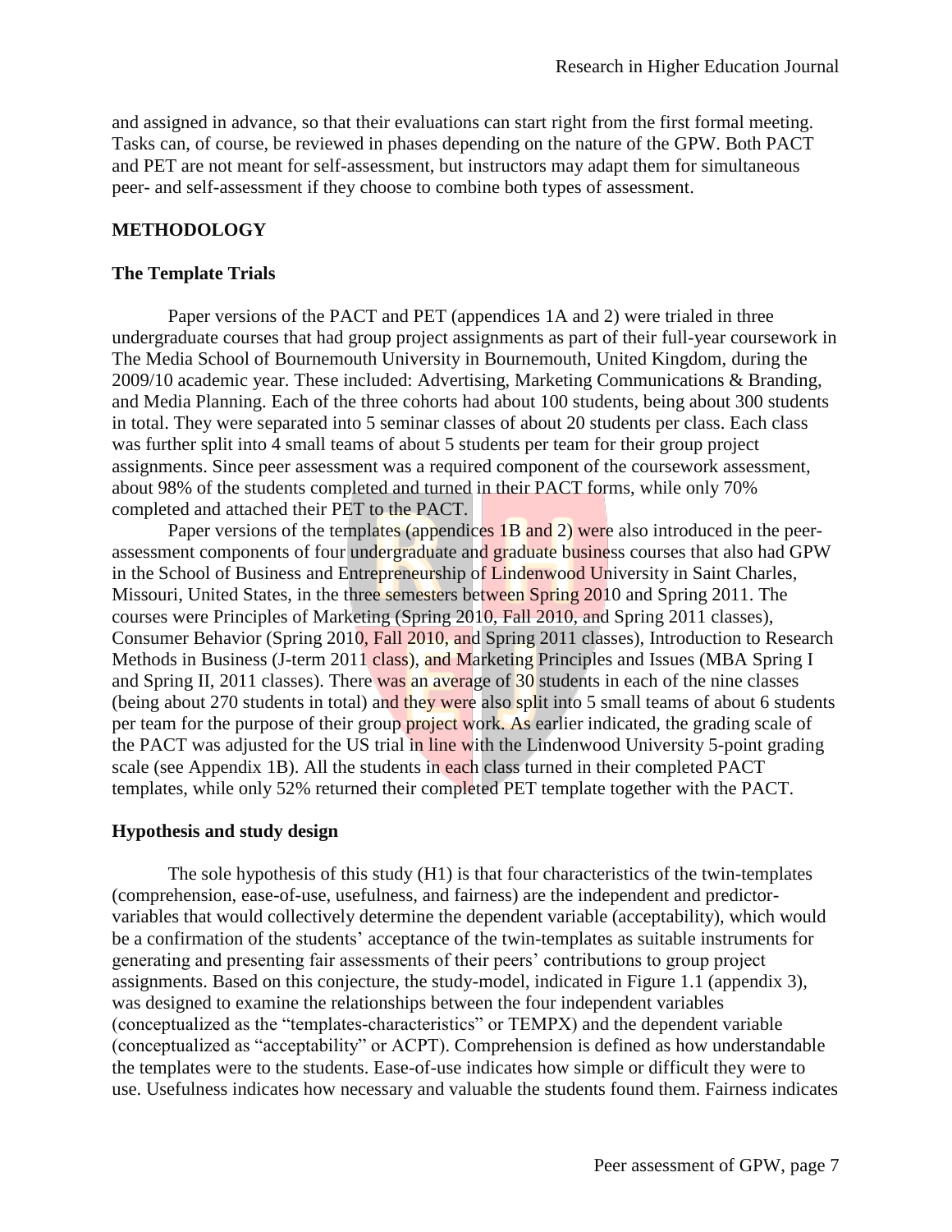and assigned in advance, so that their evaluations can start right from the first formal meeting. Tasks can, of course, be reviewed in phases depending on the nature of the GPW. Both PACT and PET are not meant for self-assessment, but instructors may adapt them for simultaneous peer- and self-assessment if they choose to combine both types of assessment.

## METHODOLOGY

### The Template Trials

Paper versions of the PACT and PET (appendices 1A and 2) were trialed in three undergraduate courses that had group project assignments as part of their full-year coursework in The Media School of Bournemouth University in Bournemouth, United Kingdom, during the 2009/10 academic year. These included: Advertising, Marketing Communications & Branding, and Media Planning. Each of the three cohorts had about 100 students, being about 300 students in total. They were separated into 5 seminar classes of about 20 students per class. Each class was further split into 4 small teams of about 5 students per team for their group project assignments. Since peer assessment was a required component of the coursework assessment, about 98% of the students completed and turned in their PACT forms, while only 70% completed and attached their PET to the PACT.

Paper versions of the templates (appendices 1B and 2) were also introduced in the peer-assessment components of four undergraduate and graduate business courses that also had GPW in the School of Business and Entrepreneurship of Lindenwood University in Saint Charles, Missouri, United States, in the three semesters between Spring 2010 and Spring 2011. The courses were Principles of Marketing (Spring 2010, Fall 2010, and Spring 2011 classes), Consumer Behavior (Spring 2010, Fall 2010, and Spring 2011 classes), Introduction to Research Methods in Business (J-term 2011 class), and Marketing Principles and Issues (MBA Spring I and Spring II, 2011 classes). There was an average of 30 students in each of the nine classes (being about 270 students in total) and they were also split into 5 small teams of about 6 students per team for the purpose of their group project work. As earlier indicated, the grading scale of the PACT was adjusted for the US trial in line with the Lindenwood University 5-point grading scale (see Appendix 1B). All the students in each class turned in their completed PACT templates, while only 52% returned their completed PET template together with the PACT.

### Hypothesis and study design

The sole hypothesis of this study (H1) is that four characteristics of the twin-templates (comprehension, ease-of-use, usefulness, and fairness) are the independent and predictor-variables that would collectively determine the dependent variable (acceptability), which would be a confirmation of the students' acceptance of the twin-templates as suitable instruments for generating and presenting fair assessments of their peers' contributions to group project assignments. Based on this conjecture, the study-model, indicated in Figure 1.1 (appendix 3), was designed to examine the relationships between the four independent variables (conceptualized as the "templates-characteristics" or TEMPX) and the dependent variable (conceptualized as "acceptability" or ACPT). Comprehension is defined as how understandable the templates were to the students. Ease-of-use indicates how simple or difficult they were to use. Usefulness indicates how necessary and valuable the students found them. Fairness indicates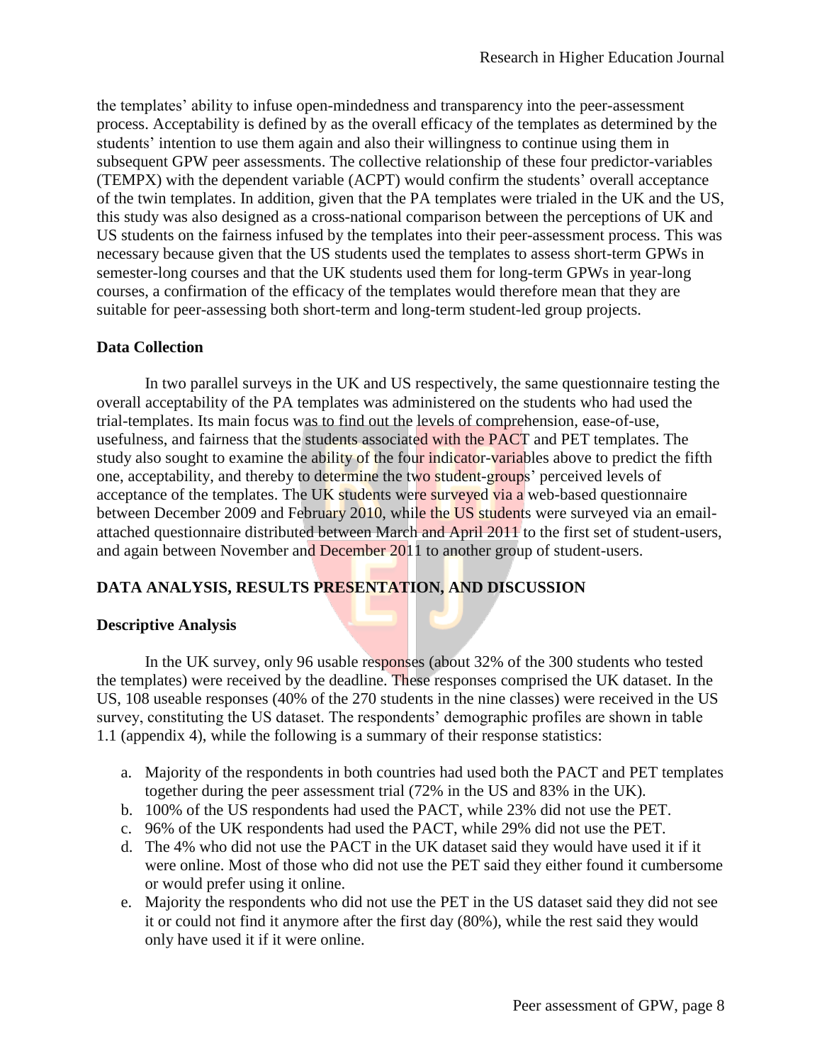the templates' ability to infuse open-mindedness and transparency into the peer-assessment process. Acceptability is defined by as the overall efficacy of the templates as determined by the students' intention to use them again and also their willingness to continue using them in subsequent GPW peer assessments. The collective relationship of these four predictor-variables (TEMPX) with the dependent variable (ACPT) would confirm the students' overall acceptance of the twin templates. In addition, given that the PA templates were trialed in the UK and the US, this study was also designed as a cross-national comparison between the perceptions of UK and US students on the fairness infused by the templates into their peer-assessment process. This was necessary because given that the US students used the templates to assess short-term GPWs in semester-long courses and that the UK students used them for long-term GPWs in year-long courses, a confirmation of the efficacy of the templates would therefore mean that they are suitable for peer-assessing both short-term and long-term student-led group projects.

### Data Collection

In two parallel surveys in the UK and US respectively, the same questionnaire testing the overall acceptability of the PA templates was administered on the students who had used the trial-templates. Its main focus was to find out the levels of comprehension, ease-of-use, usefulness, and fairness that the students associated with the PACT and PET templates. The study also sought to examine the ability of the four indicator-variables above to predict the fifth one, acceptability, and thereby to determine the two student-groups' perceived levels of acceptance of the templates. The UK students were surveyed via a web-based questionnaire between December 2009 and February 2010, while the US students were surveyed via an email-attached questionnaire distributed between March and April 2011 to the first set of student-users, and again between November and December 2011 to another group of student-users.

## DATA ANALYSIS, RESULTS PRESENTATION, AND DISCUSSION

### Descriptive Analysis

In the UK survey, only 96 usable responses (about 32% of the 300 students who tested the templates) were received by the deadline. These responses comprised the UK dataset. In the US, 108 useable responses (40% of the 270 students in the nine classes) were received in the US survey, constituting the US dataset. The respondents' demographic profiles are shown in table 1.1 (appendix 4), while the following is a summary of their response statistics:

a. Majority of the respondents in both countries had used both the PACT and PET templates together during the peer assessment trial (72% in the US and 83% in the UK).
b. 100% of the US respondents had used the PACT, while 23% did not use the PET.
c. 96% of the UK respondents had used the PACT, while 29% did not use the PET.
d. The 4% who did not use the PACT in the UK dataset said they would have used it if it were online. Most of those who did not use the PET said they either found it cumbersome or would prefer using it online.
e. Majority the respondents who did not use the PET in the US dataset said they did not see it or could not find it anymore after the first day (80%), while the rest said they would only have used it if it were online.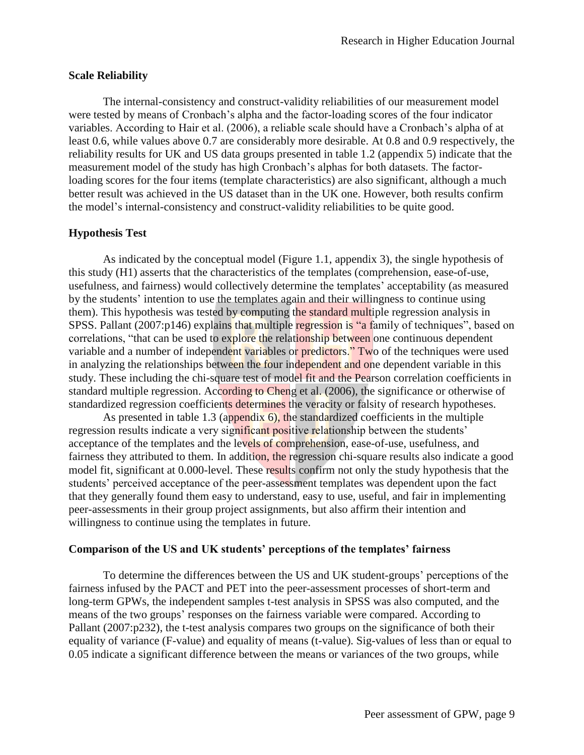## Scale Reliability

The internal-consistency and construct-validity reliabilities of our measurement model were tested by means of Cronbach's alpha and the factor-loading scores of the four indicator variables. According to Hair et al. (2006), a reliable scale should have a Cronbach's alpha of at least 0.6, while values above 0.7 are considerably more desirable. At 0.8 and 0.9 respectively, the reliability results for UK and US data groups presented in table 1.2 (appendix 5) indicate that the measurement model of the study has high Cronbach's alphas for both datasets. The factor-loading scores for the four items (template characteristics) are also significant, although a much better result was achieved in the US dataset than in the UK one. However, both results confirm the model's internal-consistency and construct-validity reliabilities to be quite good.

## Hypothesis Test

As indicated by the conceptual model (Figure 1.1, appendix 3), the single hypothesis of this study (H1) asserts that the characteristics of the templates (comprehension, ease-of-use, usefulness, and fairness) would collectively determine the templates' acceptability (as measured by the students' intention to use the templates again and their willingness to continue using them). This hypothesis was tested by computing the standard multiple regression analysis in SPSS. Pallant (2007:p146) explains that multiple regression is "a family of techniques", based on correlations, "that can be used to explore the relationship between one continuous dependent variable and a number of independent variables or predictors." Two of the techniques were used in analyzing the relationships between the four independent and one dependent variable in this study. These including the chi-square test of model fit and the Pearson correlation coefficients in standard multiple regression. According to Cheng et al. (2006), the significance or otherwise of standardized regression coefficients determines the veracity or falsity of research hypotheses.

As presented in table 1.3 (appendix 6), the standardized coefficients in the multiple regression results indicate a very significant positive relationship between the students' acceptance of the templates and the levels of comprehension, ease-of-use, usefulness, and fairness they attributed to them. In addition, the regression chi-square results also indicate a good model fit, significant at 0.000-level. These results confirm not only the study hypothesis that the students' perceived acceptance of the peer-assessment templates was dependent upon the fact that they generally found them easy to understand, easy to use, useful, and fair in implementing peer-assessments in their group project assignments, but also affirm their intention and willingness to continue using the templates in future.

## Comparison of the US and UK students' perceptions of the templates' fairness

To determine the differences between the US and UK student-groups' perceptions of the fairness infused by the PACT and PET into the peer-assessment processes of short-term and long-term GPWs, the independent samples t-test analysis in SPSS was also computed, and the means of the two groups' responses on the fairness variable were compared. According to Pallant (2007:p232), the t-test analysis compares two groups on the significance of both their equality of variance (F-value) and equality of means (t-value). Sig-values of less than or equal to 0.05 indicate a significant difference between the means or variances of the two groups, while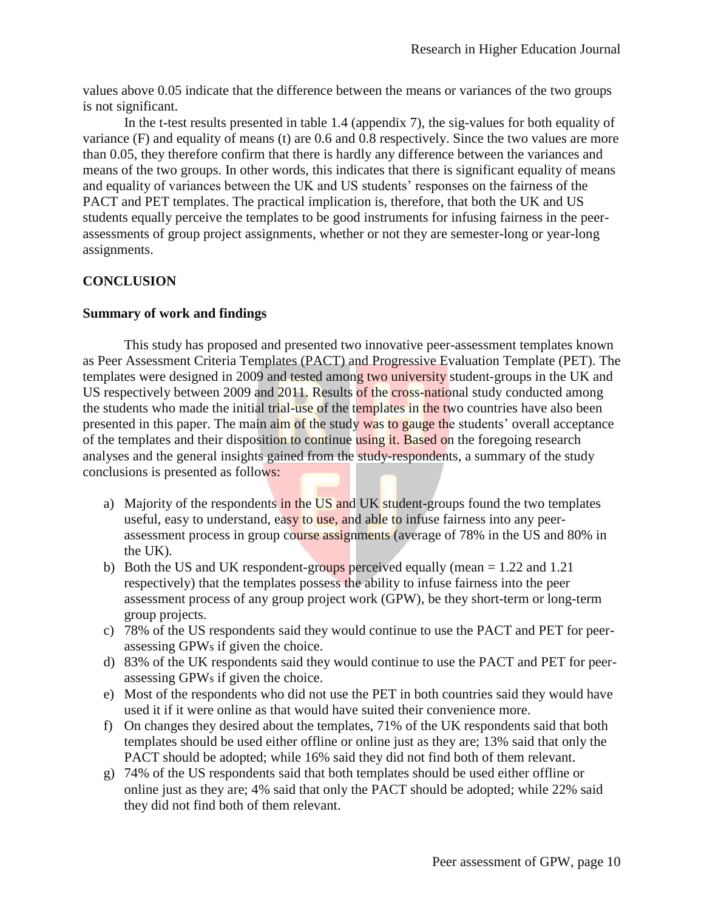values above 0.05 indicate that the difference between the means or variances of the two groups is not significant.

In the t-test results presented in table 1.4 (appendix 7), the sig-values for both equality of variance (F) and equality of means (t) are 0.6 and 0.8 respectively. Since the two values are more than 0.05, they therefore confirm that there is hardly any difference between the variances and means of the two groups. In other words, this indicates that there is significant equality of means and equality of variances between the UK and US students' responses on the fairness of the PACT and PET templates. The practical implication is, therefore, that both the UK and US students equally perceive the templates to be good instruments for infusing fairness in the peer-assessments of group project assignments, whether or not they are semester-long or year-long assignments.

## CONCLUSION

### Summary of work and findings

This study has proposed and presented two innovative peer-assessment templates known as Peer Assessment Criteria Templates (PACT) and Progressive Evaluation Template (PET). The templates were designed in 2009 and tested among two university student-groups in the UK and US respectively between 2009 and 2011. Results of the cross-national study conducted among the students who made the initial trial-use of the templates in the two countries have also been presented in this paper. The main aim of the study was to gauge the students' overall acceptance of the templates and their disposition to continue using it. Based on the foregoing research analyses and the general insights gained from the study-respondents, a summary of the study conclusions is presented as follows:

a) Majority of the respondents in the US and UK student-groups found the two templates useful, easy to understand, easy to use, and able to infuse fairness into any peer-assessment process in group course assignments (average of 78% in the US and 80% in the UK).
b) Both the US and UK respondent-groups perceived equally (mean = 1.22 and 1.21 respectively) that the templates possess the ability to infuse fairness into the peer assessment process of any group project work (GPW), be they short-term or long-term group projects.
c) 78% of the US respondents said they would continue to use the PACT and PET for peer-assessing GPWs if given the choice.
d) 83% of the UK respondents said they would continue to use the PACT and PET for peer-assessing GPWs if given the choice.
e) Most of the respondents who did not use the PET in both countries said they would have used it if it were online as that would have suited their convenience more.
f) On changes they desired about the templates, 71% of the UK respondents said that both templates should be used either offline or online just as they are; 13% said that only the PACT should be adopted; while 16% said they did not find both of them relevant.
g) 74% of the US respondents said that both templates should be used either offline or online just as they are; 4% said that only the PACT should be adopted; while 22% said they did not find both of them relevant.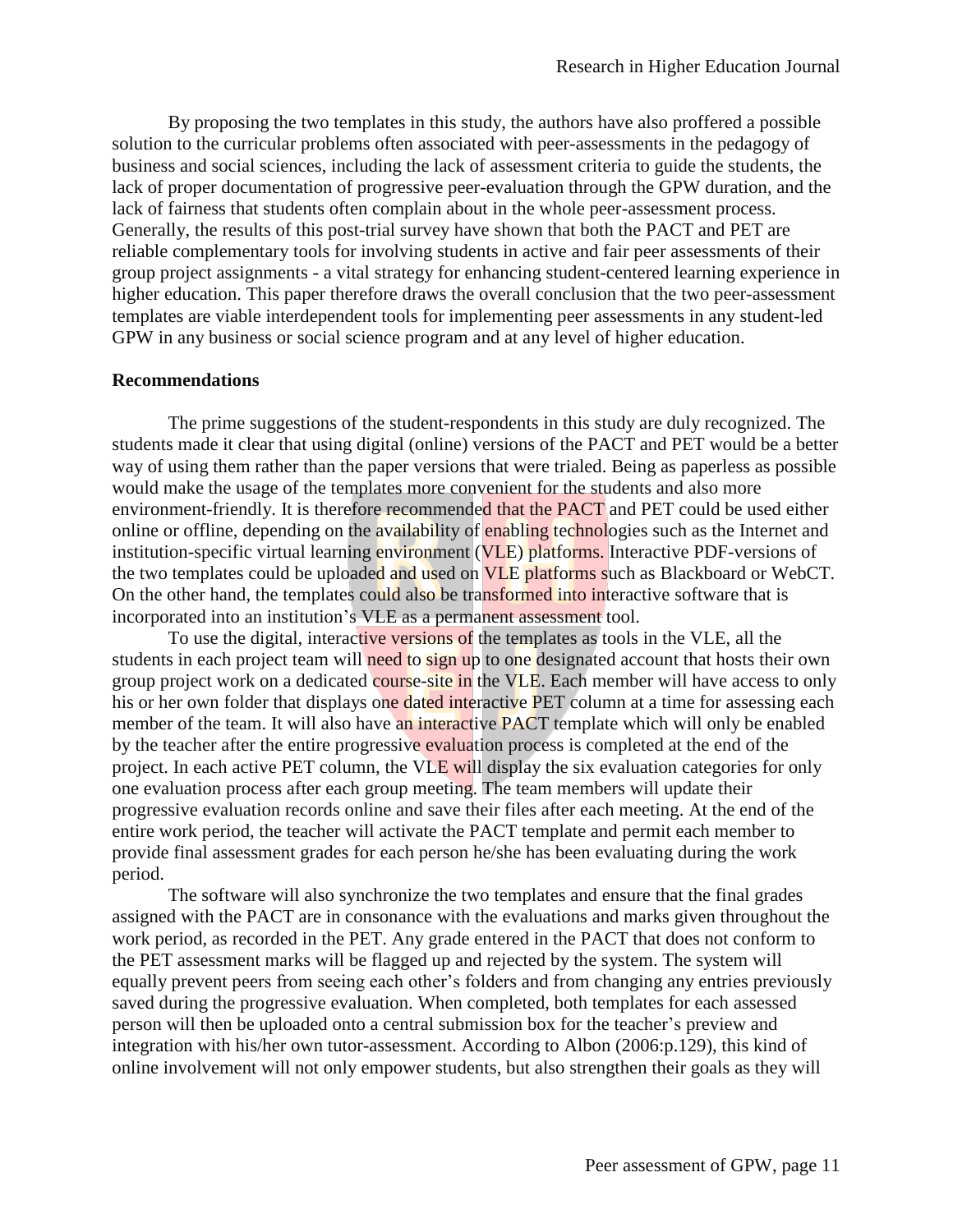By proposing the two templates in this study, the authors have also proffered a possible solution to the curricular problems often associated with peer-assessments in the pedagogy of business and social sciences, including the lack of assessment criteria to guide the students, the lack of proper documentation of progressive peer-evaluation through the GPW duration, and the lack of fairness that students often complain about in the whole peer-assessment process. Generally, the results of this post-trial survey have shown that both the PACT and PET are reliable complementary tools for involving students in active and fair peer assessments of their group project assignments - a vital strategy for enhancing student-centered learning experience in higher education. This paper therefore draws the overall conclusion that the two peer-assessment templates are viable interdependent tools for implementing peer assessments in any student-led GPW in any business or social science program and at any level of higher education.

**Recommendations**

The prime suggestions of the student-respondents in this study are duly recognized. The students made it clear that using digital (online) versions of the PACT and PET would be a better way of using them rather than the paper versions that were trialed. Being as paperless as possible would make the usage of the templates more convenient for the students and also more environment-friendly. It is therefore recommended that the PACT and PET could be used either online or offline, depending on the availability of enabling technologies such as the Internet and institution-specific virtual learning environment (VLE) platforms. Interactive PDF-versions of the two templates could be uploaded and used on VLE platforms such as Blackboard or WebCT. On the other hand, the templates could also be transformed into interactive software that is incorporated into an institution's VLE as a permanent assessment tool.

To use the digital, interactive versions of the templates as tools in the VLE, all the students in each project team will need to sign up to one designated account that hosts their own group project work on a dedicated course-site in the VLE. Each member will have access to only his or her own folder that displays one dated interactive PET column at a time for assessing each member of the team. It will also have an interactive PACT template which will only be enabled by the teacher after the entire progressive evaluation process is completed at the end of the project. In each active PET column, the VLE will display the six evaluation categories for only one evaluation process after each group meeting. The team members will update their progressive evaluation records online and save their files after each meeting. At the end of the entire work period, the teacher will activate the PACT template and permit each member to provide final assessment grades for each person he/she has been evaluating during the work period.

The software will also synchronize the two templates and ensure that the final grades assigned with the PACT are in consonance with the evaluations and marks given throughout the work period, as recorded in the PET. Any grade entered in the PACT that does not conform to the PET assessment marks will be flagged up and rejected by the system. The system will equally prevent peers from seeing each other's folders and from changing any entries previously saved during the progressive evaluation. When completed, both templates for each assessed person will then be uploaded onto a central submission box for the teacher's preview and integration with his/her own tutor-assessment. According to Albon (2006:p.129), this kind of online involvement will not only empower students, but also strengthen their goals as they will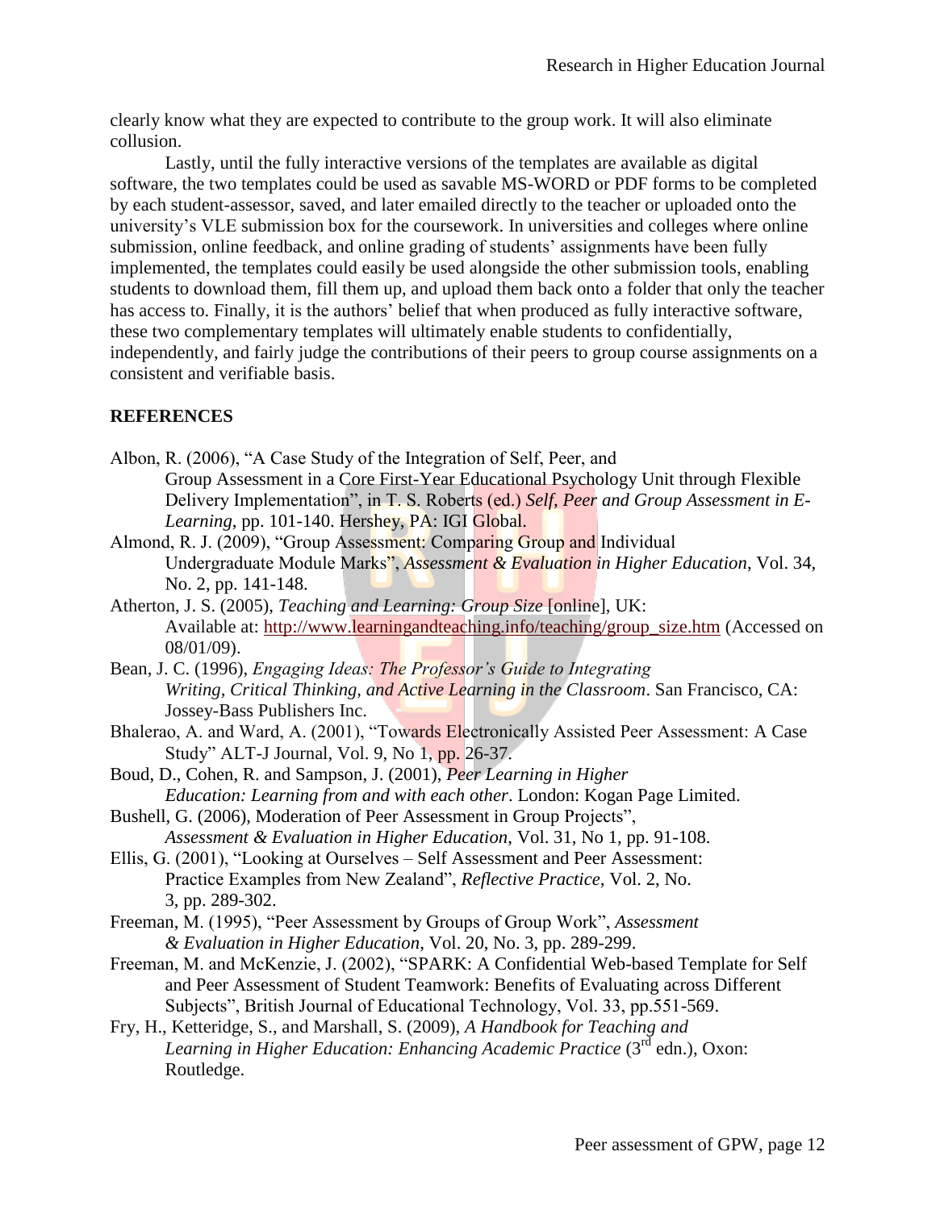clearly know what they are expected to contribute to the group work. It will also eliminate collusion.

Lastly, until the fully interactive versions of the templates are available as digital software, the two templates could be used as savable MS-WORD or PDF forms to be completed by each student-assessor, saved, and later emailed directly to the teacher or uploaded onto the university's VLE submission box for the coursework. In universities and colleges where online submission, online feedback, and online grading of students' assignments have been fully implemented, the templates could easily be used alongside the other submission tools, enabling students to download them, fill them up, and upload them back onto a folder that only the teacher has access to. Finally, it is the authors' belief that when produced as fully interactive software, these two complementary templates will ultimately enable students to confidentially, independently, and fairly judge the contributions of their peers to group course assignments on a consistent and verifiable basis.

## REFERENCES

Albon, R. (2006), "A Case Study of the Integration of Self, Peer, and Group Assessment in a Core First-Year Educational Psychology Unit through Flexible Delivery Implementation", in T. S. Roberts (ed.) *Self, Peer and Group Assessment in E-Learning*, pp. 101-140. Hershey, PA: IGI Global.

Almond, R. J. (2009), "Group Assessment: Comparing Group and Individual Undergraduate Module Marks", *Assessment & Evaluation in Higher Education*, Vol. 34, No. 2, pp. 141-148.

Atherton, J. S. (2005), *Teaching and Learning: Group Size* [online], UK: Available at: http://www.learningandteaching.info/teaching/group_size.htm (Accessed on 08/01/09).

Bean, J. C. (1996), *Engaging Ideas: The Professor's Guide to Integrating Writing, Critical Thinking, and Active Learning in the Classroom*. San Francisco, CA: Jossey-Bass Publishers Inc.

Bhalerao, A. and Ward, A. (2001), "Towards Electronically Assisted Peer Assessment: A Case Study" ALT-J Journal, Vol. 9, No 1, pp. 26-37.

Boud, D., Cohen, R. and Sampson, J. (2001), *Peer Learning in Higher Education: Learning from and with each other*. London: Kogan Page Limited.

Bushell, G. (2006), Moderation of Peer Assessment in Group Projects", *Assessment & Evaluation in Higher Education*, Vol. 31, No 1, pp. 91-108.

Ellis, G. (2001), "Looking at Ourselves – Self Assessment and Peer Assessment: Practice Examples from New Zealand", *Reflective Practice*, Vol. 2, No. 3, pp. 289-302.

Freeman, M. (1995), "Peer Assessment by Groups of Group Work", *Assessment & Evaluation in Higher Education*, Vol. 20, No. 3, pp. 289-299.

Freeman, M. and McKenzie, J. (2002), "SPARK: A Confidential Web-based Template for Self and Peer Assessment of Student Teamwork: Benefits of Evaluating across Different Subjects", British Journal of Educational Technology, Vol. 33, pp.551-569.

Fry, H., Ketteridge, S., and Marshall, S. (2009), *A Handbook for Teaching and Learning in Higher Education: Enhancing Academic Practice* (3rd edn.), Oxon: Routledge.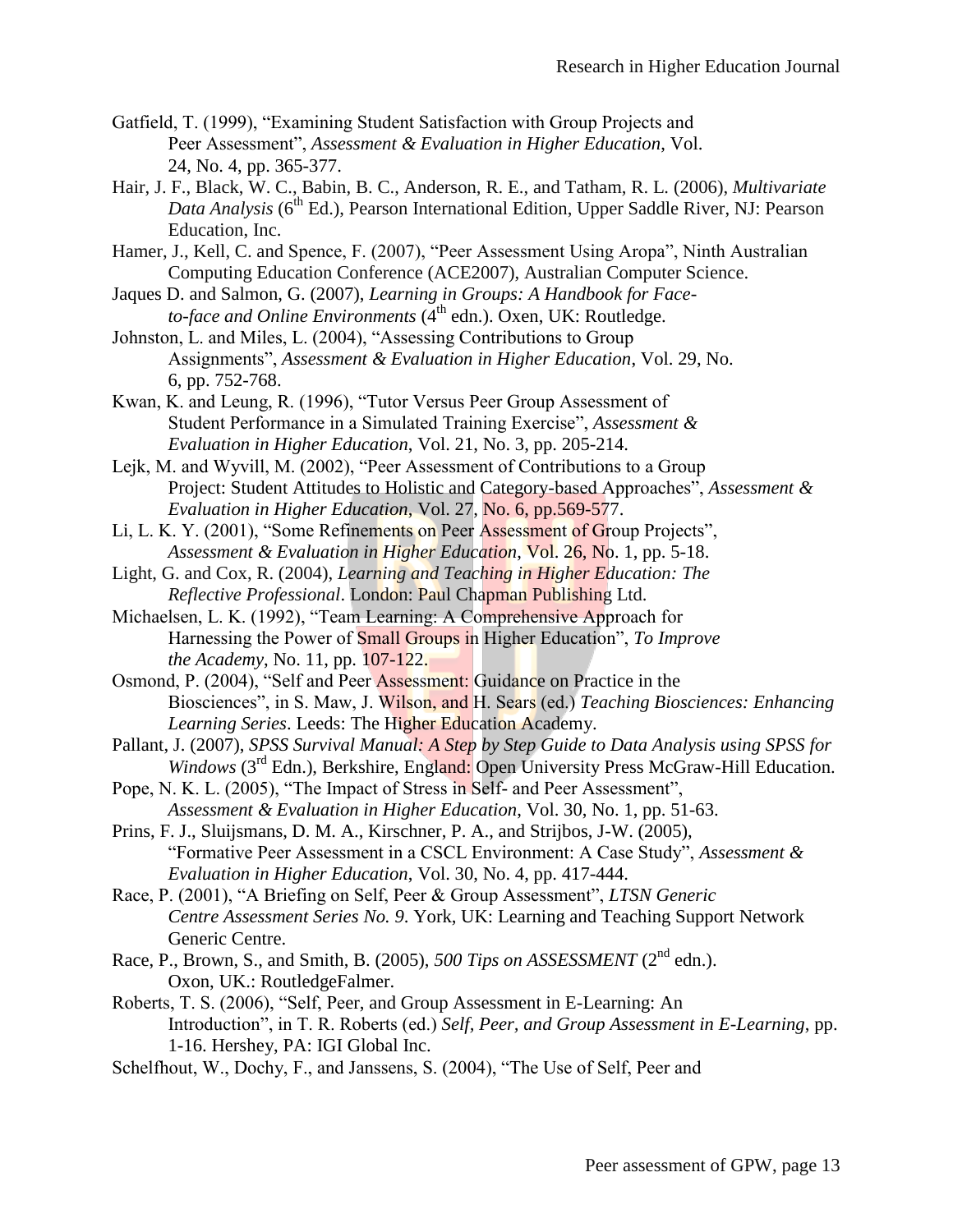Gatfield, T. (1999), "Examining Student Satisfaction with Group Projects and Peer Assessment", *Assessment & Evaluation in Higher Education,* Vol. 24, No. 4, pp. 365-377.

Hair, J. F., Black, W. C., Babin, B. C., Anderson, R. E., and Tatham, R. L. (2006), *Multivariate Data Analysis* (6th Ed.), Pearson International Edition, Upper Saddle River, NJ: Pearson Education, Inc.

Hamer, J., Kell, C. and Spence, F. (2007), "Peer Assessment Using Aropa", Ninth Australian Computing Education Conference (ACE2007), Australian Computer Science.

Jaques D. and Salmon, G. (2007), *Learning in Groups: A Handbook for Face-to-face and Online Environments* (4th edn.). Oxen, UK: Routledge.

Johnston, L. and Miles, L. (2004), "Assessing Contributions to Group Assignments", *Assessment & Evaluation in Higher Education*, Vol. 29, No. 6, pp. 752-768.

Kwan, K. and Leung, R. (1996), "Tutor Versus Peer Group Assessment of Student Performance in a Simulated Training Exercise", *Assessment & Evaluation in Higher Education*, Vol. 21, No. 3, pp. 205-214.

Lejk, M. and Wyvill, M. (2002), "Peer Assessment of Contributions to a Group Project: Student Attitudes to Holistic and Category-based Approaches", *Assessment & Evaluation in Higher Education*, Vol. 27, No. 6, pp.569-577.

Li, L. K. Y. (2001), "Some Refinements on Peer Assessment of Group Projects", *Assessment & Evaluation in Higher Education*, Vol. 26, No. 1, pp. 5-18.

Light, G. and Cox, R. (2004), *Learning and Teaching in Higher Education: The Reflective Professional*. London: Paul Chapman Publishing Ltd.

Michaelsen, L. K. (1992), "Team Learning: A Comprehensive Approach for Harnessing the Power of Small Groups in Higher Education", *To Improve the Academy*, No. 11, pp. 107-122.

Osmond, P. (2004), "Self and Peer Assessment: Guidance on Practice in the Biosciences", in S. Maw, J. Wilson, and H. Sears (ed.) *Teaching Biosciences: Enhancing Learning Series*. Leeds: The Higher Education Academy.

Pallant, J. (2007), *SPSS Survival Manual: A Step by Step Guide to Data Analysis using SPSS for Windows* (3rd Edn.), Berkshire, England: Open University Press McGraw-Hill Education.

Pope, N. K. L. (2005), "The Impact of Stress in Self- and Peer Assessment", *Assessment & Evaluation in Higher Education*, Vol. 30, No. 1, pp. 51-63.

Prins, F. J., Sluijsmans, D. M. A., Kirschner, P. A., and Strijbos, J-W. (2005), "Formative Peer Assessment in a CSCL Environment: A Case Study", *Assessment & Evaluation in Higher Education*, Vol. 30, No. 4, pp. 417-444.

Race, P. (2001), "A Briefing on Self, Peer & Group Assessment", *LTSN Generic Centre Assessment Series No. 9.* York, UK: Learning and Teaching Support Network Generic Centre.

Race, P., Brown, S., and Smith, B. (2005), *500 Tips on ASSESSMENT* (2nd edn.). Oxon, UK.: RoutledgeFalmer.

Roberts, T. S. (2006), "Self, Peer, and Group Assessment in E-Learning: An Introduction", in T. R. Roberts (ed.) *Self, Peer, and Group Assessment in E-Learning*, pp. 1-16. Hershey, PA: IGI Global Inc.

Schelfhout, W., Dochy, F., and Janssens, S. (2004), "The Use of Self, Peer and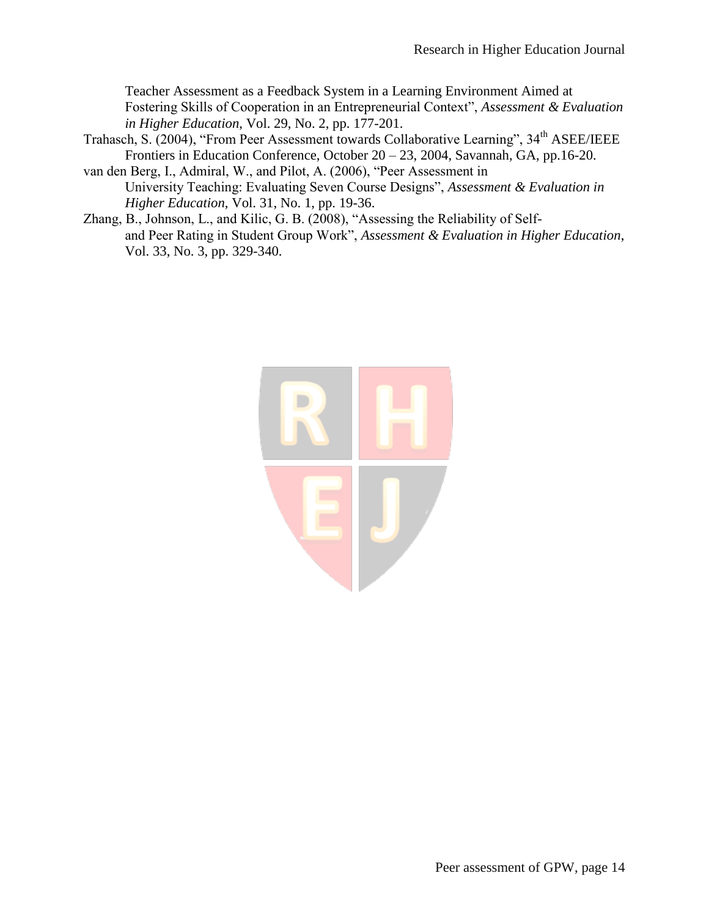Teacher Assessment as a Feedback System in a Learning Environment Aimed at Fostering Skills of Cooperation in an Entrepreneurial Context", *Assessment & Evaluation in Higher Education*, Vol. 29, No. 2, pp. 177-201.

Trahasch, S. (2004), "From Peer Assessment towards Collaborative Learning", 34th ASEE/IEEE Frontiers in Education Conference, October 20 – 23, 2004, Savannah, GA, pp.16-20.

van den Berg, I., Admiral, W., and Pilot, A. (2006), "Peer Assessment in University Teaching: Evaluating Seven Course Designs", *Assessment & Evaluation in Higher Education*, Vol. 31, No. 1, pp. 19-36.

Zhang, B., Johnson, L., and Kilic, G. B. (2008), "Assessing the Reliability of Self- and Peer Rating in Student Group Work", *Assessment & Evaluation in Higher Education*, Vol. 33, No. 3, pp. 329-340.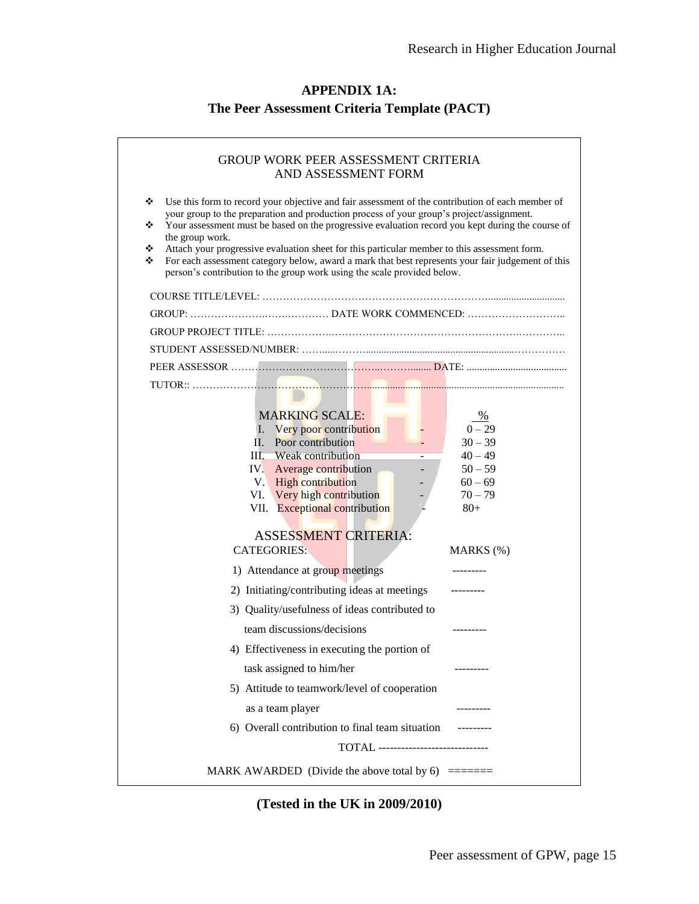## APPENDIX 1A:
## The Peer Assessment Criteria Template (PACT)

GROUP WORK PEER ASSESSMENT CRITERIA
AND ASSESSMENT FORM

- Use this form to record your objective and fair assessment of the contribution of each member of your group to the preparation and production process of your group's project/assignment.
- Your assessment must be based on the progressive evaluation record you kept during the course of the group work.
- Attach your progressive evaluation sheet for this particular member to this assessment form.
- For each assessment category below, award a mark that best represents your fair judgement of this person's contribution to the group work using the scale provided below.

COURSE TITLE/LEVEL: ……………………………………………………………..............................

GROUP: ……………………….…….………… DATE WORK COMMENCED: ………………………..

GROUP PROJECT TITLE: ………………..………………………………………………….…………..

STUDENT ASSESSED/NUMBER: ……......………..........................................................……………

PEER ASSESSOR ……………………………………….…..………........ DATE: .......................................

TUTOR:: …………………………………………………………………………………………………………

MARKING SCALE:

| | | % |
|---|---|---|
| I. | Very poor contribution - | 0 – 29 |
| II. | Poor contribution - | 30 – 39 |
| III. | Weak contribution - | 40 – 49 |
| IV. | Average contribution - | 50 – 59 |
| V. | High contribution - | 60 – 69 |
| VI. | Very high contribution - | 70 – 79 |
| VII. | Exceptional contribution - | 80+ |

ASSESSMENT CRITERIA:

| CATEGORIES: | MARKS (%) |
|---|---|
| 1) Attendance at group meetings | --------- |
| 2) Initiating/contributing ideas at meetings | --------- |
| 3) Quality/usefulness of ideas contributed to team discussions/decisions | --------- |
| 4) Effectiveness in executing the portion of task assigned to him/her | --------- |
| 5) Attitude to teamwork/level of cooperation as a team player | --------- |
| 6) Overall contribution to final team situation | --------- |
| TOTAL | ----------------------------- |

MARK AWARDED (Divide the above total by 6) =======

**(Tested in the UK in 2009/2010)**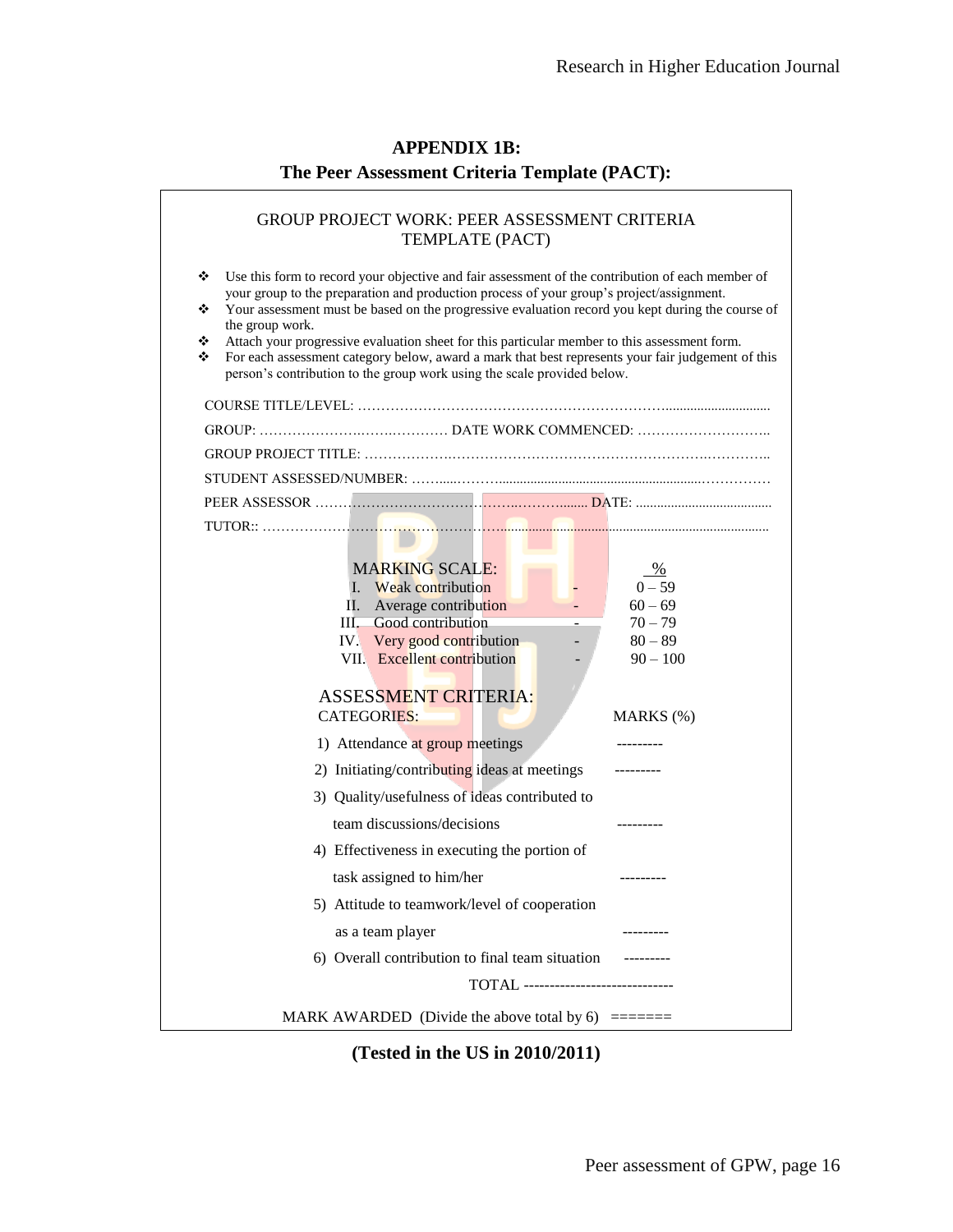## APPENDIX 1B:
## The Peer Assessment Criteria Template (PACT):

GROUP PROJECT WORK: PEER ASSESSMENT CRITERIA TEMPLATE (PACT)

- Use this form to record your objective and fair assessment of the contribution of each member of your group to the preparation and production process of your group's project/assignment.
- Your assessment must be based on the progressive evaluation record you kept during the course of the group work.
- Attach your progressive evaluation sheet for this particular member to this assessment form.
- For each assessment category below, award a mark that best represents your fair judgement of this person's contribution to the group work using the scale provided below.

COURSE TITLE/LEVEL: …………………………………………………………………………

GROUP: ……………………………………… DATE WORK COMMENCED: ………………………..

GROUP PROJECT TITLE: ………………………………………………………………………………

STUDENT ASSESSED/NUMBER: ……………………………………………………………………

PEER ASSESSOR ……………………………………………………… DATE: ………………………

TUTOR:: ……………………………………………………………………………………………

MARKING SCALE:

| | | % |
|---|---|---|
| I. | Weak contribution | 0 – 59 |
| II. | Average contribution | 60 – 69 |
| III. | Good contribution | 70 – 79 |
| IV. | Very good contribution | 80 – 89 |
| VII. | Excellent contribution | 90 – 100 |

ASSESSMENT CRITERIA:

| CATEGORIES: | MARKS (%) |
|---|---|
| 1) Attendance at group meetings | --------- |
| 2) Initiating/contributing ideas at meetings | --------- |
| 3) Quality/usefulness of ideas contributed to team discussions/decisions | --------- |
| 4) Effectiveness in executing the portion of task assigned to him/her | --------- |
| 5) Attitude to teamwork/level of cooperation as a team player | --------- |
| 6) Overall contribution to final team situation | --------- |
| TOTAL | ---------------------------- |

MARK AWARDED (Divide the above total by 6) =======

**(Tested in the US in 2010/2011)**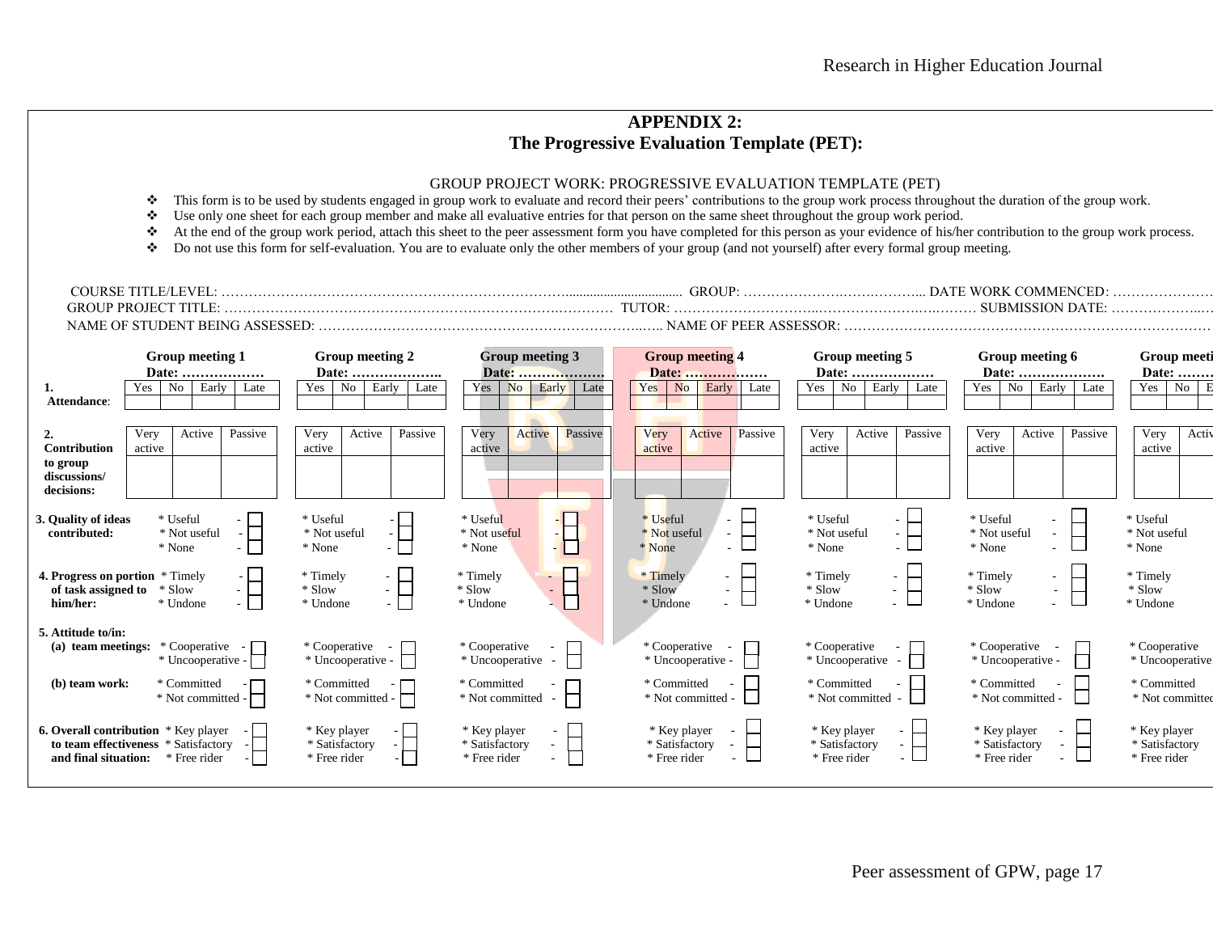## APPENDIX 2:
## The Progressive Evaluation Template (PET):

GROUP PROJECT WORK: PROGRESSIVE EVALUATION TEMPLATE (PET)

- This form is to be used by students engaged in group work to evaluate and record their peers' contributions to the group work process throughout the duration of the group work.
- Use only one sheet for each group member and make all evaluative entries for that person on the same sheet throughout the group work period.
- At the end of the group work period, attach this sheet to the peer assessment form you have completed for this person as your evidence of his/her contribution to the group work process.
- Do not use this form for self-evaluation. You are to evaluate only the other members of your group (and not yourself) after every formal group meeting.

COURSE TITLE/LEVEL: ………………………………… GROUP: ………………… DATE WORK COMMENCED: …………………
GROUP PROJECT TITLE: ………………………………… TUTOR: ………………………………… SUBMISSION DATE: …………………
NAME OF STUDENT BEING ASSESSED: ………………………………… NAME OF PEER ASSESSOR: …………………………………

| | Group meeting 1 Date: ……………… | Group meeting 2 Date: ……………… | Group meeting 3 Date: ……………… | Group meeting 4 Date: ……………… | Group meeting 5 Date: ……………… | Group meeting 6 Date: ……………… | Group meeti… Date: ……… |
|---|---|---|---|---|---|---|---|
| **1. Attendance:** | Yes / No / Early / Late | Yes / No / Early / Late | Yes / No / Early / Late | Yes / No / Early / Late | Yes / No / Early / Late | Yes / No / Early / Late | Yes / No / E… |
| **2. Contribution to group discussions/ decisions:** | Very active / Active / Passive | Very active / Active / Passive | Very active / Active / Passive | Very active / Active / Passive | Very active / Active / Passive | Very active / Active / Passive | Very active / Activ… |
| **3. Quality of ideas contributed:** | * Useful - ☐<br>* Not useful - ☐<br>* None - ☐ | * Useful - ☐<br>* Not useful - ☐<br>* None - ☐ | * Useful - ☐<br>* Not useful - ☐<br>* None - ☐ | * Useful - ☐<br>* Not useful - ☐<br>* None - ☐ | * Useful - ☐<br>* Not useful - ☐<br>* None - ☐ | * Useful - ☐<br>* Not useful - ☐<br>* None - ☐ | * Useful<br>* Not useful<br>* None |
| **4. Progress on portion of task assigned to him/her:** | * Timely - ☐<br>* Slow - ☐<br>* Undone - ☐ | * Timely - ☐<br>* Slow - ☐<br>* Undone - ☐ | * Timely - ☐<br>* Slow - ☐<br>* Undone - ☐ | * Timely - ☐<br>* Slow - ☐<br>* Undone - ☐ | * Timely - ☐<br>* Slow - ☐<br>* Undone - ☐ | * Timely - ☐<br>* Slow - ☐<br>* Undone - ☐ | * Timely<br>* Slow<br>* Undone |
| **5. Attitude to/in: (a) team meetings:** | * Cooperative - ☐<br>* Uncooperative - ☐ | * Cooperative - ☐<br>* Uncooperative - ☐ | * Cooperative - ☐<br>* Uncooperative - ☐ | * Cooperative - ☐<br>* Uncooperative - ☐ | * Cooperative - ☐<br>* Uncooperative - ☐ | * Cooperative - ☐<br>* Uncooperative - ☐ | * Cooperative<br>* Uncooperative |
| **(b) team work:** | * Committed - ☐<br>* Not committed - ☐ | * Committed - ☐<br>* Not committed - ☐ | * Committed - ☐<br>* Not committed - ☐ | * Committed - ☐<br>* Not committed - ☐ | * Committed - ☐<br>* Not committed - ☐ | * Committed - ☐<br>* Not committed - ☐ | * Committed<br>* Not committed |
| **6. Overall contribution to team effectiveness and final situation:** | * Key player - ☐<br>* Satisfactory - ☐<br>* Free rider - ☐ | * Key player - ☐<br>* Satisfactory - ☐<br>* Free rider - ☐ | * Key player - ☐<br>* Satisfactory - ☐<br>* Free rider - ☐ | * Key player - ☐<br>* Satisfactory - ☐<br>* Free rider - ☐ | * Key player - ☐<br>* Satisfactory - ☐<br>* Free rider - ☐ | * Key player - ☐<br>* Satisfactory - ☐<br>* Free rider - ☐ | * Key player<br>* Satisfactory<br>* Free rider |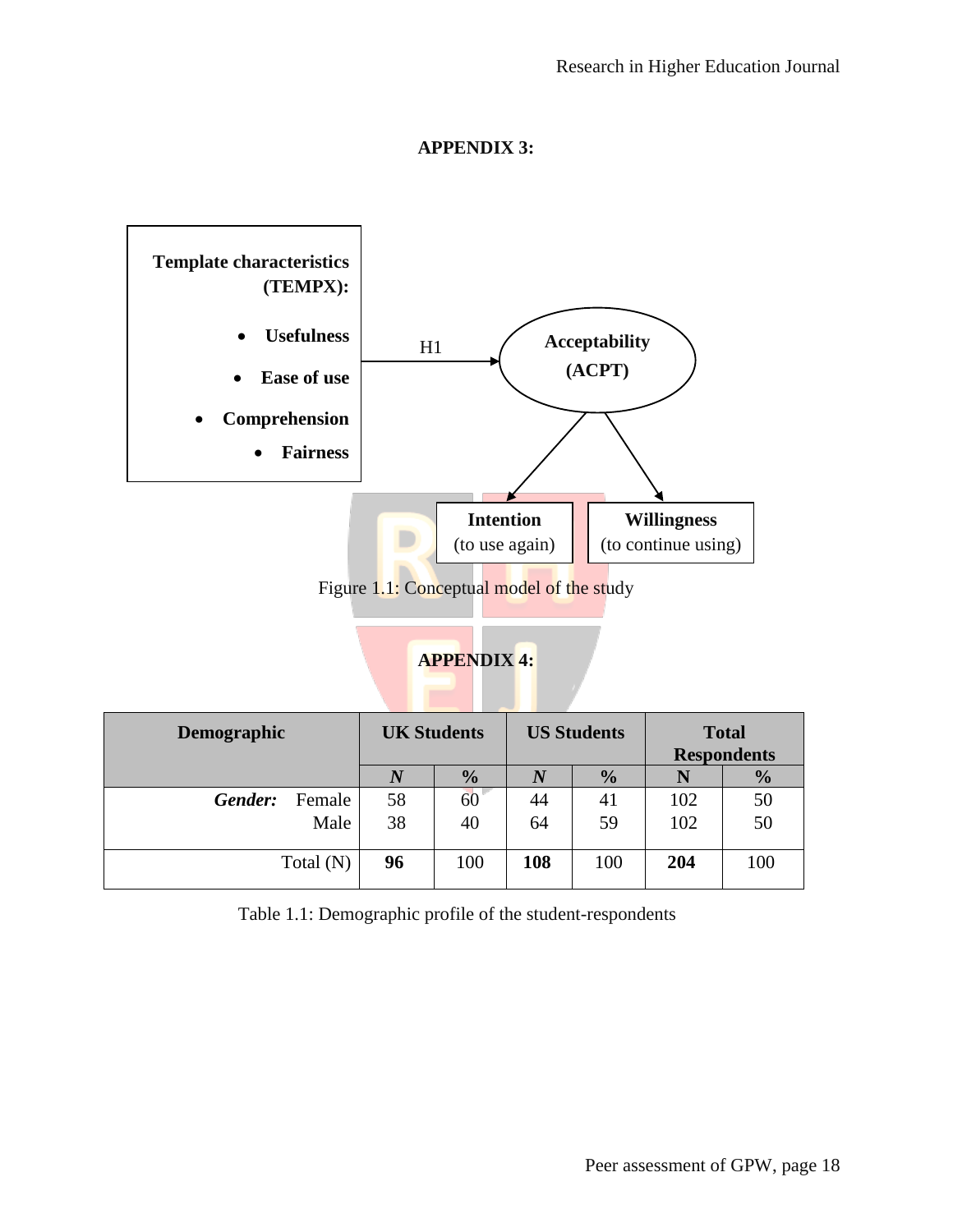## APPENDIX 3:

**Template characteristics (TEMPX):**

- **Usefulness**
- **Ease of use**
- **Comprehension**
- **Fairness**

H1 → **Acceptability (ACPT)**

**Intention** (to use again)

**Willingness** (to continue using)

Figure 1.1: Conceptual model of the study

## APPENDIX 4:

| Demographic | | UK Students | | US Students | | Total Respondents | |
|---|---|---|---|---|---|---|---|
| | | *N* | % | *N* | % | N | % |
| ***Gender:*** | Female | 58 | 60 | 44 | 41 | 102 | 50 |
| | Male | 38 | 40 | 64 | 59 | 102 | 50 |
| | Total (N) | **96** | 100 | **108** | 100 | **204** | 100 |

Table 1.1: Demographic profile of the student-respondents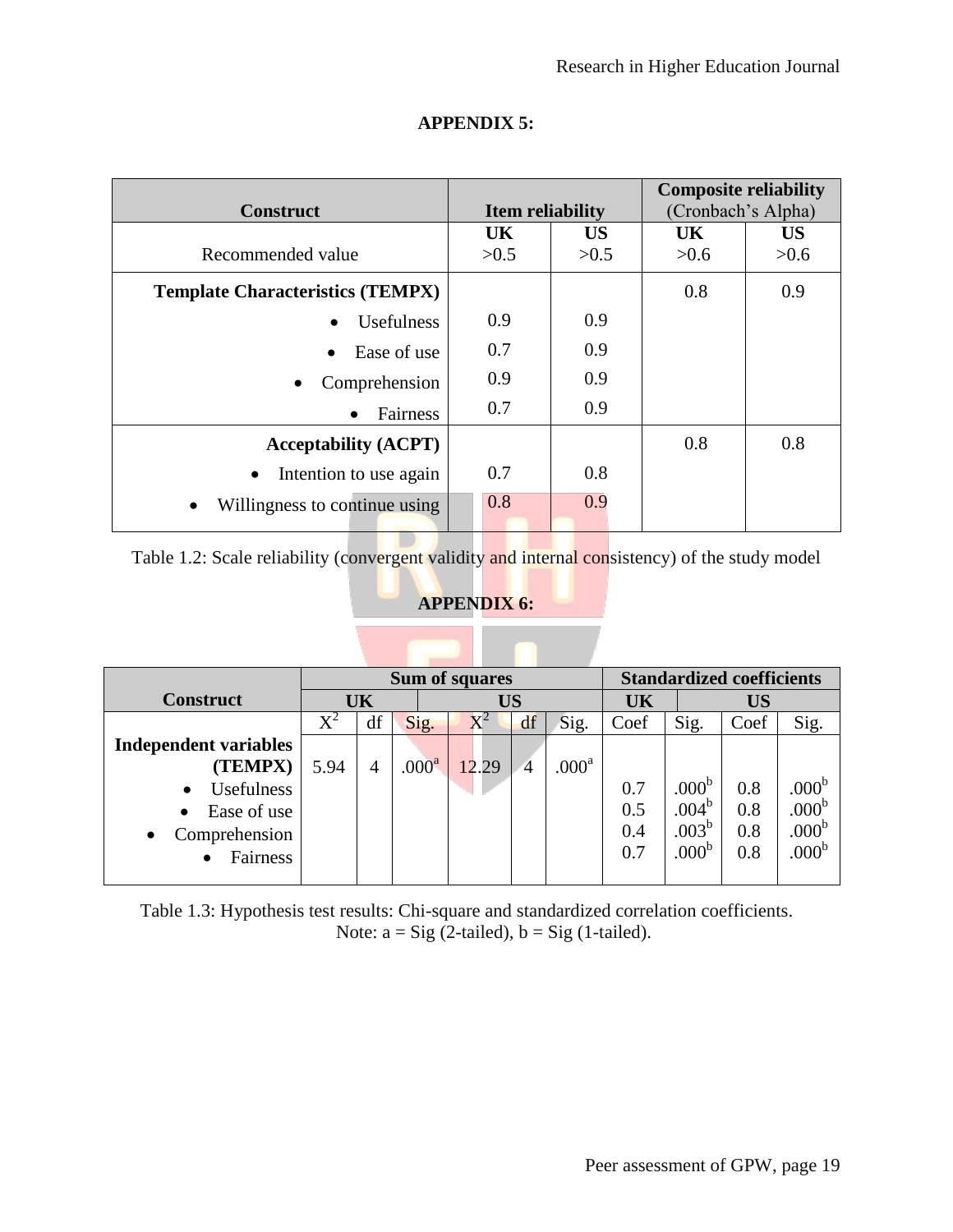## APPENDIX 5:

| Construct | Item reliability | | Composite reliability (Cronbach's Alpha) | |
|---|---|---|---|---|
| | **UK** | **US** | **UK** | **US** |
| Recommended value | >0.5 | >0.5 | >0.6 | >0.6 |
| **Template Characteristics (TEMPX)** | | | 0.8 | 0.9 |
| • Usefulness | 0.9 | 0.9 | | |
| • Ease of use | 0.7 | 0.9 | | |
| • Comprehension | 0.9 | 0.9 | | |
| • Fairness | 0.7 | 0.9 | | |
| **Acceptability (ACPT)** | | | 0.8 | 0.8 |
| • Intention to use again | 0.7 | 0.8 | | |
| • Willingness to continue using | 0.8 | 0.9 | | |

Table 1.2: Scale reliability (convergent validity and internal consistency) of the study model

## APPENDIX 6:

| Construct | Sum of squares | | | | | | Standardized coefficients | | | |
|---|---|---|---|---|---|---|---|---|---|---|
| | **UK** | | | **US** | | | **UK** | | **US** | |
| | $X^2$ | df | Sig. | $X^2$ | df | Sig. | Coef | Sig. | Coef | Sig. |
| **Independent variables (TEMPX)** | 5.94 | 4 | .000[a] | 12.29 | 4 | .000[a] | | | | |
| • Usefulness | | | | | | | 0.7 | .000[b] | 0.8 | .000[b] |
| • Ease of use | | | | | | | 0.5 | .004[b] | 0.8 | .000[b] |
| • Comprehension | | | | | | | 0.4 | .003[b] | 0.8 | .000[b] |
| • Fairness | | | | | | | 0.7 | .000[b] | 0.8 | .000[b] |

Table 1.3: Hypothesis test results: Chi-square and standardized correlation coefficients.
Note: a = Sig (2-tailed), b = Sig (1-tailed).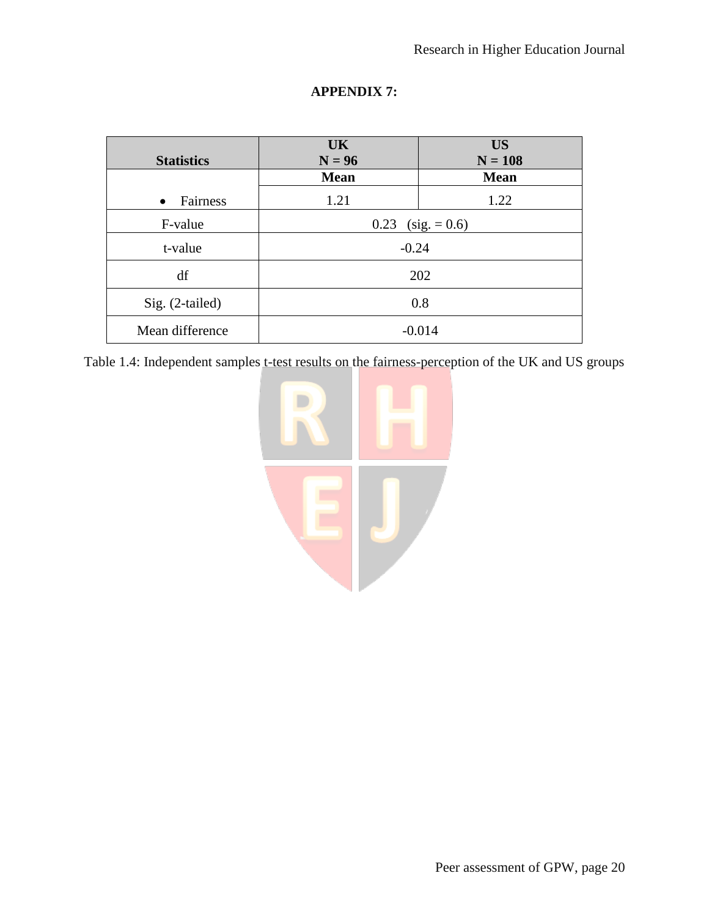**APPENDIX 7:**

| Statistics | UK<br>N = 96 | US<br>N = 108 |
|---|---|---|
| | **Mean** | **Mean** |
| • Fairness | 1.21 | 1.22 |
| F-value | 0.23 (sig. = 0.6) | |
| t-value | -0.24 | |
| df | 202 | |
| Sig. (2-tailed) | 0.8 | |
| Mean difference | -0.014 | |

Table 1.4: Independent samples t-test results on the fairness-perception of the UK and US groups